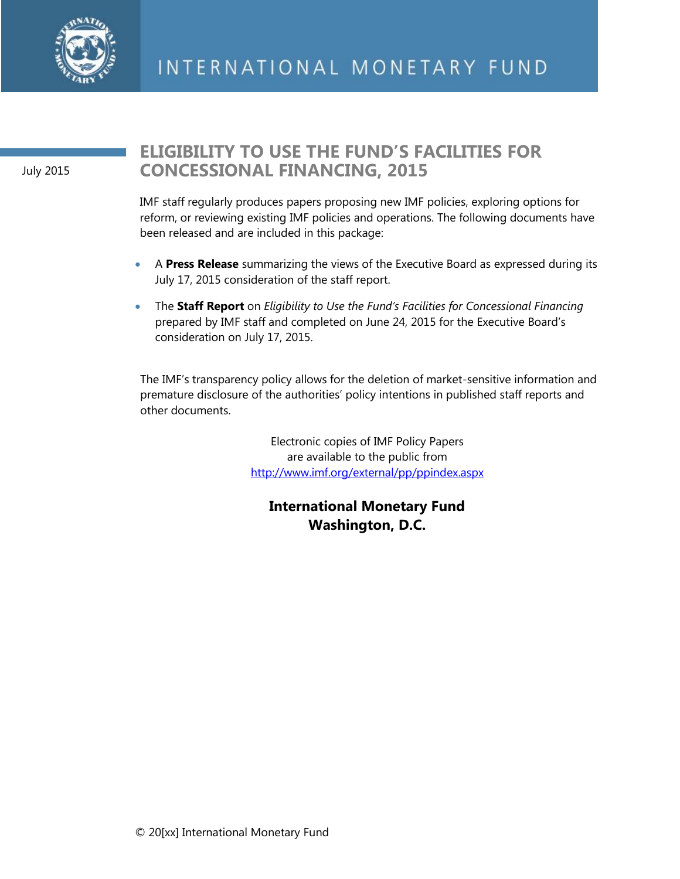INTERNATIONAL MONETARY FUND

July 2015

# ELIGIBILITY TO USE THE FUND'S FACILITIES FOR CONCESSIONAL FINANCING, 2015

IMF staff regularly produces papers proposing new IMF policies, exploring options for reform, or reviewing existing IMF policies and operations. The following documents have been released and are included in this package:

- A **Press Release** summarizing the views of the Executive Board as expressed during its July 17, 2015 consideration of the staff report.
- The **Staff Report** on *Eligibility to Use the Fund's Facilities for Concessional Financing* prepared by IMF staff and completed on June 24, 2015 for the Executive Board's consideration on July 17, 2015.

The IMF's transparency policy allows for the deletion of market-sensitive information and premature disclosure of the authorities' policy intentions in published staff reports and other documents.

Electronic copies of IMF Policy Papers
are available to the public from
http://www.imf.org/external/pp/ppindex.aspx

**International Monetary Fund**
**Washington, D.C.**

© 20[xx] International Monetary Fund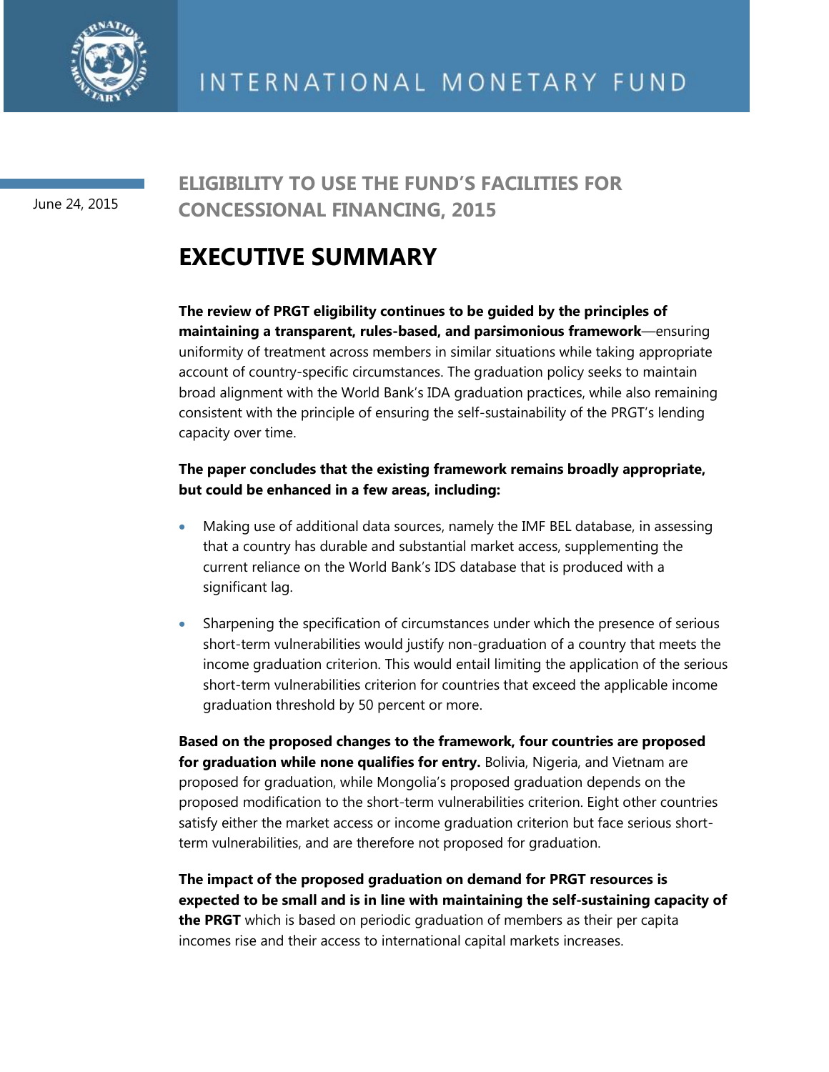INTERNATIONAL MONETARY FUND

June 24, 2015

## ELIGIBILITY TO USE THE FUND'S FACILITIES FOR CONCESSIONAL FINANCING, 2015

# EXECUTIVE SUMMARY

**The review of PRGT eligibility continues to be guided by the principles of maintaining a transparent, rules-based, and parsimonious framework**—ensuring uniformity of treatment across members in similar situations while taking appropriate account of country-specific circumstances. The graduation policy seeks to maintain broad alignment with the World Bank's IDA graduation practices, while also remaining consistent with the principle of ensuring the self-sustainability of the PRGT's lending capacity over time.

**The paper concludes that the existing framework remains broadly appropriate, but could be enhanced in a few areas, including:**

- Making use of additional data sources, namely the IMF BEL database, in assessing that a country has durable and substantial market access, supplementing the current reliance on the World Bank's IDS database that is produced with a significant lag.
- Sharpening the specification of circumstances under which the presence of serious short-term vulnerabilities would justify non-graduation of a country that meets the income graduation criterion. This would entail limiting the application of the serious short-term vulnerabilities criterion for countries that exceed the applicable income graduation threshold by 50 percent or more.

**Based on the proposed changes to the framework, four countries are proposed for graduation while none qualifies for entry.** Bolivia, Nigeria, and Vietnam are proposed for graduation, while Mongolia's proposed graduation depends on the proposed modification to the short-term vulnerabilities criterion. Eight other countries satisfy either the market access or income graduation criterion but face serious short-term vulnerabilities, and are therefore not proposed for graduation.

**The impact of the proposed graduation on demand for PRGT resources is expected to be small and is in line with maintaining the self-sustaining capacity of the PRGT** which is based on periodic graduation of members as their per capita incomes rise and their access to international capital markets increases.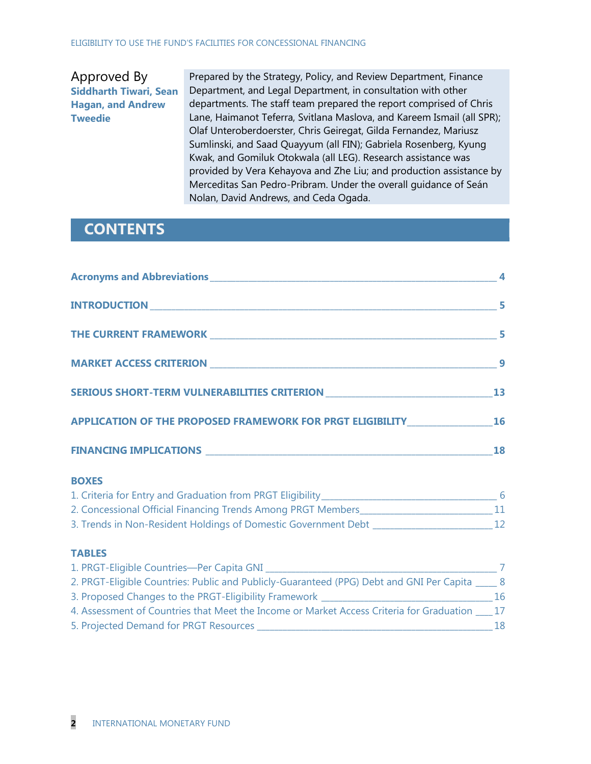**Approved By**
**Siddharth Tiwari, Sean Hagan, and Andrew Tweedie**

Prepared by the Strategy, Policy, and Review Department, Finance Department, and Legal Department, in consultation with other departments. The staff team prepared the report comprised of Chris Lane, Haimanot Teferra, Svitlana Maslova, and Kareem Ismail (all SPR); Olaf Unteroberdoerster, Chris Geiregat, Gilda Fernandez, Mariusz Sumlinski, and Saad Quayyum (all FIN); Gabriela Rosenberg, Kyung Kwak, and Gomiluk Otokwala (all LEG). Research assistance was provided by Vera Kehayova and Zhe Liu; and production assistance by Merceditas San Pedro-Pribram. Under the overall guidance of Seán Nolan, David Andrews, and Ceda Ogada.

# CONTENTS

**Acronyms and Abbreviations** ____ **4**

**INTRODUCTION** ____ **5**

**THE CURRENT FRAMEWORK** ____ **5**

**MARKET ACCESS CRITERION** ____ **9**

**SERIOUS SHORT-TERM VULNERABILITIES CRITERION** ____ **13**

**APPLICATION OF THE PROPOSED FRAMEWORK FOR PRGT ELIGIBILITY** ____ **16**

**FINANCING IMPLICATIONS** ____ **18**

**BOXES**

1. Criteria for Entry and Graduation from PRGT Eligibility ____ 6
2. Concessional Official Financing Trends Among PRGT Members ____ 11
3. Trends in Non-Resident Holdings of Domestic Government Debt ____ 12

**TABLES**

1. PRGT-Eligible Countries—Per Capita GNI ____ 7
2. PRGT-Eligible Countries: Public and Publicly-Guaranteed (PPG) Debt and GNI Per Capita ____ 8
3. Proposed Changes to the PRGT-Eligibility Framework ____ 16
4. Assessment of Countries that Meet the Income or Market Access Criteria for Graduation ____ 17
5. Projected Demand for PRGT Resources ____ 18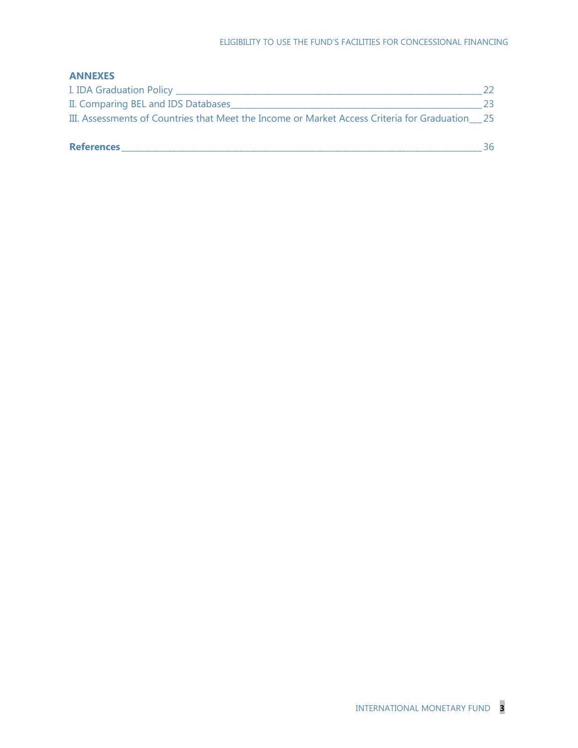**ANNEXES**

I. IDA Graduation Policy ______________________________________________ 22

II. Comparing BEL and IDS Databases_____________________________________ 23

III. Assessments of Countries that Meet the Income or Market Access Criteria for Graduation___ 25

**References**__________________________________________________ 36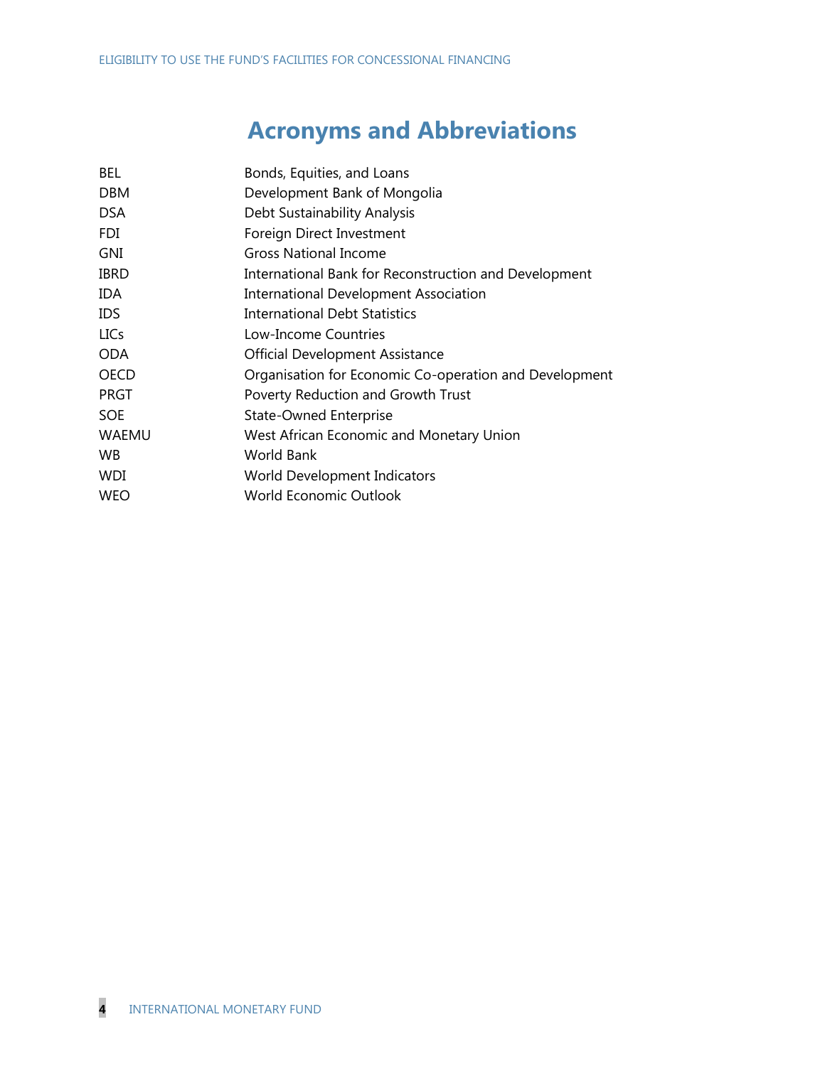# Acronyms and Abbreviations

| | |
|---|---|
| BEL | Bonds, Equities, and Loans |
| DBM | Development Bank of Mongolia |
| DSA | Debt Sustainability Analysis |
| FDI | Foreign Direct Investment |
| GNI | Gross National Income |
| IBRD | International Bank for Reconstruction and Development |
| IDA | International Development Association |
| IDS | International Debt Statistics |
| LICs | Low-Income Countries |
| ODA | Official Development Assistance |
| OECD | Organisation for Economic Co-operation and Development |
| PRGT | Poverty Reduction and Growth Trust |
| SOE | State-Owned Enterprise |
| WAEMU | West African Economic and Monetary Union |
| WB | World Bank |
| WDI | World Development Indicators |
| WEO | World Economic Outlook |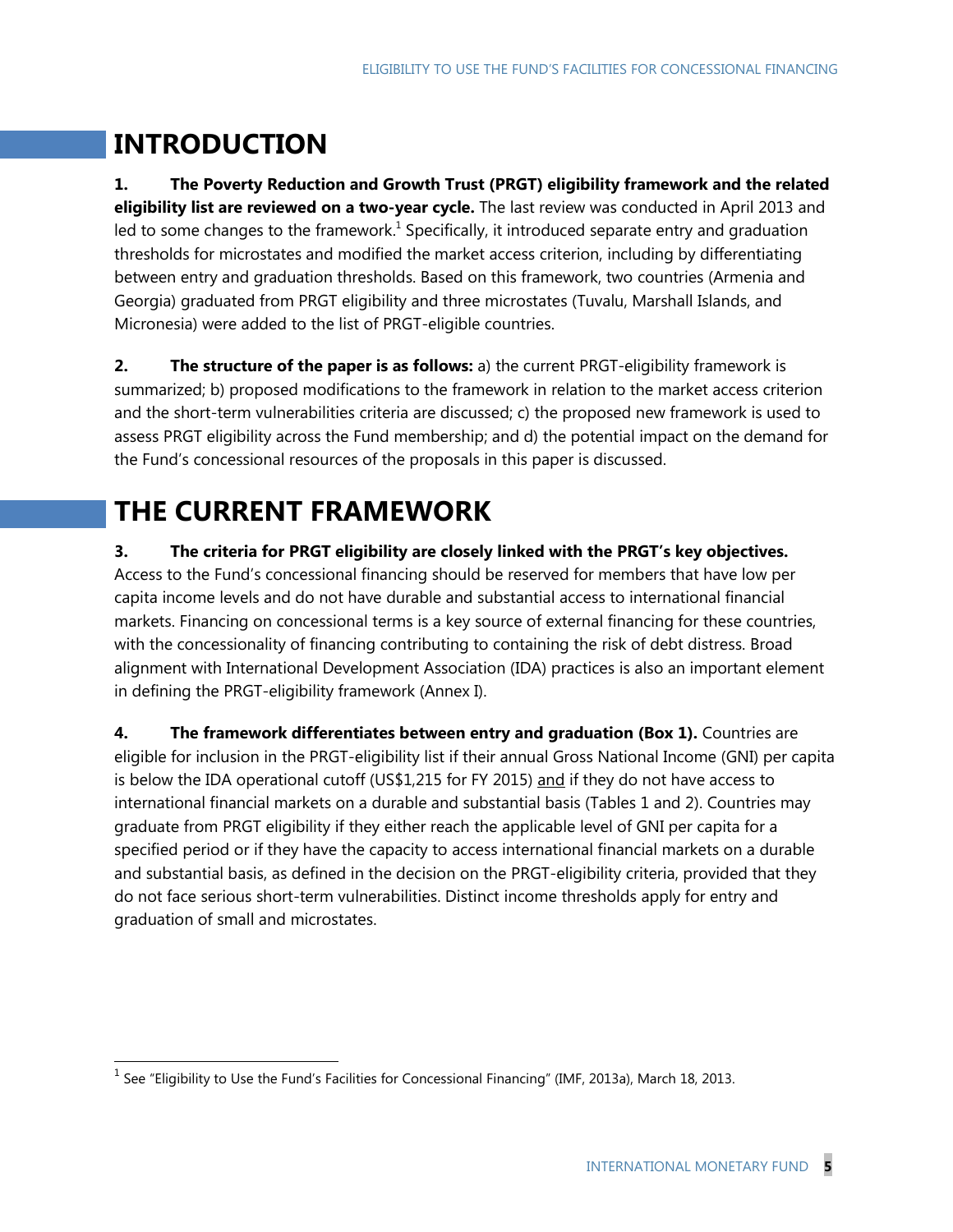# INTRODUCTION

**1. The Poverty Reduction and Growth Trust (PRGT) eligibility framework and the related eligibility list are reviewed on a two-year cycle.** The last review was conducted in April 2013 and led to some changes to the framework.[1] Specifically, it introduced separate entry and graduation thresholds for microstates and modified the market access criterion, including by differentiating between entry and graduation thresholds. Based on this framework, two countries (Armenia and Georgia) graduated from PRGT eligibility and three microstates (Tuvalu, Marshall Islands, and Micronesia) were added to the list of PRGT-eligible countries.

**2. The structure of the paper is as follows:** a) the current PRGT-eligibility framework is summarized; b) proposed modifications to the framework in relation to the market access criterion and the short-term vulnerabilities criteria are discussed; c) the proposed new framework is used to assess PRGT eligibility across the Fund membership; and d) the potential impact on the demand for the Fund's concessional resources of the proposals in this paper is discussed.

# THE CURRENT FRAMEWORK

**3. The criteria for PRGT eligibility are closely linked with the PRGT's key objectives.** Access to the Fund's concessional financing should be reserved for members that have low per capita income levels and do not have durable and substantial access to international financial markets. Financing on concessional terms is a key source of external financing for these countries, with the concessionality of financing contributing to containing the risk of debt distress. Broad alignment with International Development Association (IDA) practices is also an important element in defining the PRGT-eligibility framework (Annex I).

**4. The framework differentiates between entry and graduation (Box 1).** Countries are eligible for inclusion in the PRGT-eligibility list if their annual Gross National Income (GNI) per capita is below the IDA operational cutoff (US$1,215 for FY 2015) and if they do not have access to international financial markets on a durable and substantial basis (Tables 1 and 2). Countries may graduate from PRGT eligibility if they either reach the applicable level of GNI per capita for a specified period or if they have the capacity to access international financial markets on a durable and substantial basis, as defined in the decision on the PRGT-eligibility criteria, provided that they do not face serious short-term vulnerabilities. Distinct income thresholds apply for entry and graduation of small and microstates.

[1] See "Eligibility to Use the Fund's Facilities for Concessional Financing" (IMF, 2013a), March 18, 2013.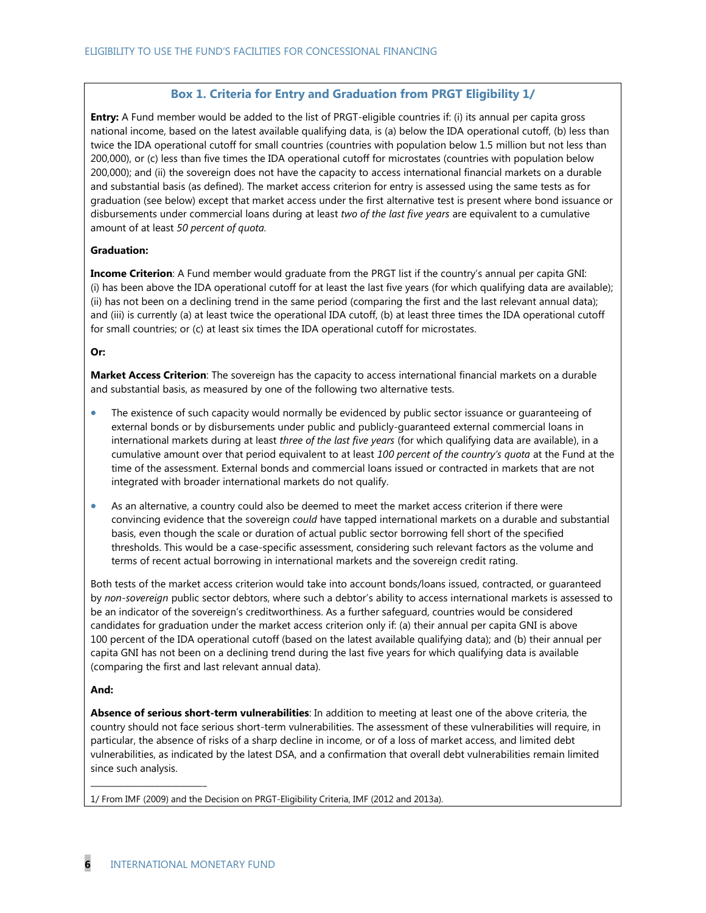### Box 1. Criteria for Entry and Graduation from PRGT Eligibility 1/

**Entry:** A Fund member would be added to the list of PRGT-eligible countries if: (i) its annual per capita gross national income, based on the latest available qualifying data, is (a) below the IDA operational cutoff, (b) less than twice the IDA operational cutoff for small countries (countries with population below 1.5 million but not less than 200,000), or (c) less than five times the IDA operational cutoff for microstates (countries with population below 200,000); and (ii) the sovereign does not have the capacity to access international financial markets on a durable and substantial basis (as defined). The market access criterion for entry is assessed using the same tests as for graduation (see below) except that market access under the first alternative test is present where bond issuance or disbursements under commercial loans during at least *two of the last five years* are equivalent to a cumulative amount of at least *50 percent of quota*.

**Graduation:**

**Income Criterion**: A Fund member would graduate from the PRGT list if the country's annual per capita GNI: (i) has been above the IDA operational cutoff for at least the last five years (for which qualifying data are available); (ii) has not been on a declining trend in the same period (comparing the first and the last relevant annual data); and (iii) is currently (a) at least twice the operational IDA cutoff, (b) at least three times the IDA operational cutoff for small countries; or (c) at least six times the IDA operational cutoff for microstates.

**Or:**

**Market Access Criterion**: The sovereign has the capacity to access international financial markets on a durable and substantial basis, as measured by one of the following two alternative tests.

- The existence of such capacity would normally be evidenced by public sector issuance or guaranteeing of external bonds or by disbursements under public and publicly-guaranteed external commercial loans in international markets during at least *three of the last five years* (for which qualifying data are available), in a cumulative amount over that period equivalent to at least *100 percent of the country's quota* at the Fund at the time of the assessment. External bonds and commercial loans issued or contracted in markets that are not integrated with broader international markets do not qualify.
- As an alternative, a country could also be deemed to meet the market access criterion if there were convincing evidence that the sovereign *could* have tapped international markets on a durable and substantial basis, even though the scale or duration of actual public sector borrowing fell short of the specified thresholds. This would be a case-specific assessment, considering such relevant factors as the volume and terms of recent actual borrowing in international markets and the sovereign credit rating.

Both tests of the market access criterion would take into account bonds/loans issued, contracted, or guaranteed by *non-sovereign* public sector debtors, where such a debtor's ability to access international markets is assessed to be an indicator of the sovereign's creditworthiness. As a further safeguard, countries would be considered candidates for graduation under the market access criterion only if: (a) their annual per capita GNI is above 100 percent of the IDA operational cutoff (based on the latest available qualifying data); and (b) their annual per capita GNI has not been on a declining trend during the last five years for which qualifying data is available (comparing the first and last relevant annual data).

**And:**

**Absence of serious short-term vulnerabilities**: In addition to meeting at least one of the above criteria, the country should not face serious short-term vulnerabilities. The assessment of these vulnerabilities will require, in particular, the absence of risks of a sharp decline in income, or of a loss of market access, and limited debt vulnerabilities, as indicated by the latest DSA, and a confirmation that overall debt vulnerabilities remain limited since such analysis.

---

1/ From IMF (2009) and the Decision on PRGT-Eligibility Criteria, IMF (2012 and 2013a).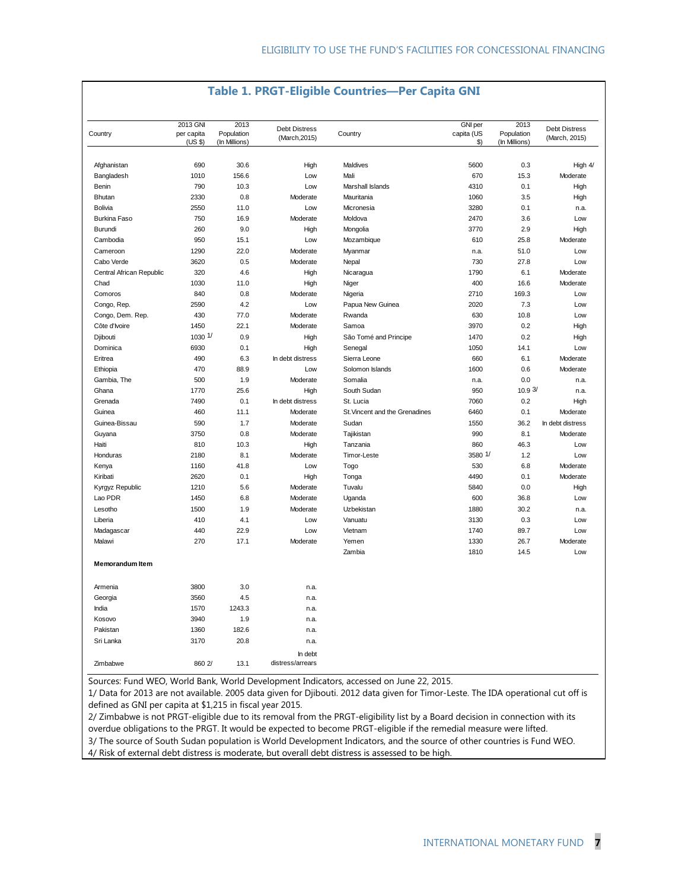## Table 1. PRGT-Eligible Countries—Per Capita GNI

| Country | 2013 GNI per capita (US $) | 2013 Population (In Millions) | Debt Distress (March,2015) | Country | GNI per capita (US $) | 2013 Population (In Millions) | Debt Distress (March, 2015) |
|---|---|---|---|---|---|---|---|
| Afghanistan | 690 | 30.6 | High | Maldives | 5600 | 0.3 | High 4/ |
| Bangladesh | 1010 | 156.6 | Low | Mali | 670 | 15.3 | Moderate |
| Benin | 790 | 10.3 | Low | Marshall Islands | 4310 | 0.1 | High |
| Bhutan | 2330 | 0.8 | Moderate | Mauritania | 1060 | 3.5 | High |
| Bolivia | 2550 | 11.0 | Low | Micronesia | 3280 | 0.1 | n.a. |
| Burkina Faso | 750 | 16.9 | Moderate | Moldova | 2470 | 3.6 | Low |
| Burundi | 260 | 9.0 | High | Mongolia | 3770 | 2.9 | High |
| Cambodia | 950 | 15.1 | Low | Mozambique | 610 | 25.8 | Moderate |
| Cameroon | 1290 | 22.0 | Moderate | Myanmar | n.a. | 51.0 | Low |
| Cabo Verde | 3620 | 0.5 | Moderate | Nepal | 730 | 27.8 | Low |
| Central African Republic | 320 | 4.6 | High | Nicaragua | 1790 | 6.1 | Moderate |
| Chad | 1030 | 11.0 | High | Niger | 400 | 16.6 | Moderate |
| Comoros | 840 | 0.8 | Moderate | Nigeria | 2710 | 169.3 | Low |
| Congo, Rep. | 2590 | 4.2 | Low | Papua New Guinea | 2020 | 7.3 | Low |
| Congo, Dem. Rep. | 430 | 77.0 | Moderate | Rwanda | 630 | 10.8 | Low |
| Côte d'Ivoire | 1450 | 22.1 | Moderate | Samoa | 3970 | 0.2 | High |
| Djibouti | 1030 1/ | 0.9 | High | São Tomé and Principe | 1470 | 0.2 | High |
| Dominica | 6930 | 0.1 | High | Senegal | 1050 | 14.1 | Low |
| Eritrea | 490 | 6.3 | In debt distress | Sierra Leone | 660 | 6.1 | Moderate |
| Ethiopia | 470 | 88.9 | Low | Solomon Islands | 1600 | 0.6 | Moderate |
| Gambia, The | 500 | 1.9 | Moderate | Somalia | n.a. | 0.0 | n.a. |
| Ghana | 1770 | 25.6 | High | South Sudan | 950 | 10.9 3/ | n.a. |
| Grenada | 7490 | 0.1 | In debt distress | St. Lucia | 7060 | 0.2 | High |
| Guinea | 460 | 11.1 | Moderate | St.Vincent and the Grenadines | 6460 | 0.1 | Moderate |
| Guinea-Bissau | 590 | 1.7 | Moderate | Sudan | 1550 | 36.2 | In debt distress |
| Guyana | 3750 | 0.8 | Moderate | Tajikistan | 990 | 8.1 | Moderate |
| Haiti | 810 | 10.3 | High | Tanzania | 860 | 46.3 | Low |
| Honduras | 2180 | 8.1 | Moderate | Timor-Leste | 3580 1/ | 1.2 | Low |
| Kenya | 1160 | 41.8 | Low | Togo | 530 | 6.8 | Moderate |
| Kiribati | 2620 | 0.1 | High | Tonga | 4490 | 0.1 | Moderate |
| Kyrgyz Republic | 1210 | 5.6 | Moderate | Tuvalu | 5840 | 0.0 | High |
| Lao PDR | 1450 | 6.8 | Moderate | Uganda | 600 | 36.8 | Low |
| Lesotho | 1500 | 1.9 | Moderate | Uzbekistan | 1880 | 30.2 | n.a. |
| Liberia | 410 | 4.1 | Low | Vanuatu | 3130 | 0.3 | Low |
| Madagascar | 440 | 22.9 | Low | Vietnam | 1740 | 89.7 | Low |
| Malawi | 270 | 17.1 | Moderate | Yemen | 1330 | 26.7 | Moderate |
| | | | | Zambia | 1810 | 14.5 | Low |
| **Memorandum Item** | | | | | | | |
| Armenia | 3800 | 3.0 | n.a. | | | | |
| Georgia | 3560 | 4.5 | n.a. | | | | |
| India | 1570 | 1243.3 | n.a. | | | | |
| Kosovo | 3940 | 1.9 | n.a. | | | | |
| Pakistan | 1360 | 182.6 | n.a. | | | | |
| Sri Lanka | 3170 | 20.8 | n.a. | | | | |
| Zimbabwe | 860 2/ | 13.1 | In debt distress/arrears | | | | |

Sources: Fund WEO, World Bank, World Development Indicators, accessed on June 22, 2015.

1/ Data for 2013 are not available. 2005 data given for Djibouti. 2012 data given for Timor-Leste. The IDA operational cut off is defined as GNI per capita at $1,215 in fiscal year 2015.

2/ Zimbabwe is not PRGT-eligible due to its removal from the PRGT-eligibility list by a Board decision in connection with its overdue obligations to the PRGT. It would be expected to become PRGT-eligible if the remedial measure were lifted.

3/ The source of South Sudan population is World Development Indicators, and the source of other countries is Fund WEO.

4/ Risk of external debt distress is moderate, but overall debt distress is assessed to be high.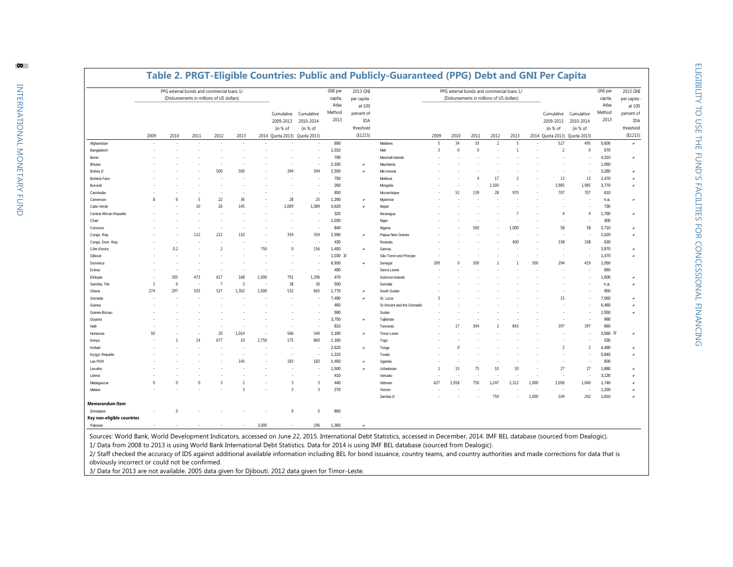## Table 2. PRGT-Eligible Countries: Public and Publicly-Guaranteed (PPG) Debt and GNI Per Capita

| | PPG external bonds and commercial loans 1/ (Disbursements in millions of US dollars) | | | | | | Cumulative 2009-2013 (in % of Quota 2013) | Cumulative 2010-2014 (in % of Quota 2013) | GNI per capita, Atlas Method 2013 | 2013 GNI per capita - at 100 percent of IDA threshold ($1215) |
|---|---|---|---|---|---|---|---|---|---|---|
| | 2009 | 2010 | 2011 | 2012 | 2013 | 2014 | | | | |
| Afghanistan | - | - | - | - | - | - | - | - | 690 | |
| Bangladesh | - | - | - | - | - | - | - | - | 1,010 | |
| Benin | - | - | - | - | - | - | - | - | 790 | |
| Bhutan | - | - | - | - | - | - | - | - | 2,330 | ✔ |
| Bolivia 2/ | - | - | - | 500 | 500 | - | 394 | 394 | 2,550 | ✔ |
| Burkina Faso | - | - | - | - | - | - | - | - | 750 | |
| Burundi | - | - | - | - | - | - | - | - | 260 | |
| Cambodia | - | - | - | - | - | - | - | - | 950 | |
| Cameroon | 8 | 6 | 5 | 22 | 36 | - | 28 | 25 | 1,290 | ✔ |
| Cabo Verde | - | - | 10 | 26 | 145 | - | 1,089 | 1,089 | 3,620 | ✔ |
| Central African Republic | - | - | - | - | - | - | - | - | 320 | |
| Chad | - | - | - | - | - | - | - | - | 1,030 | |
| Comoros | - | - | - | - | - | - | - | - | 840 | |
| Congo, Rep. | - | - | 112 | 221 | 110 | - | 354 | 354 | 2,590 | ✔ |
| Congo, Dem. Rep. | - | - | - | - | - | - | - | - | 430 | |
| Côte d'Ivoire | - | 0.2 | - | 2 | - | 750 | 0 | 156 | 1,450 | ✔ |
| Djibouti | - | - | - | - | - | - | - | - | 1,030 3/ | |
| Dominica | - | - | - | - | - | - | - | - | 6,930 | ✔ |
| Eritrea | - | - | - | - | - | - | - | - | 490 | |
| Ethiopia | - | 305 | 473 | 617 | 168 | 1,000 | 791 | 1,296 | 470 | |
| Gambia, The | 1 | 6 | - | 7 | 3 | - | 38 | 36 | 500 | |
| Ghana | 274 | 297 | 503 | 527 | 1,302 | 1,000 | 532 | 665 | 1,770 | ✔ |
| Grenada | - | - | - | - | - | - | - | - | 7,490 | ✔ |
| Guinea | - | - | - | - | - | - | - | - | 460 | |
| Guinea-Bissau | - | - | - | - | - | - | - | - | 590 | |
| Guyana | - | - | - | - | - | - | - | - | 3,750 | ✔ |
| Haiti | - | - | - | - | - | - | - | - | 810 | |
| Honduras | 50 | - | - | 20 | 1,014 | - | 566 | 540 | 2,180 | ✔ |
| Kenya | - | 1 | 14 | 677 | 10 | 2,750 | 175 | 860 | 1,160 | |
| Kiribati | - | - | - | - | - | - | - | - | 2,620 | ✔ |
| Kyrgyz Republic | - | - | - | - | - | - | - | - | 1,210 | |
| Lao PDR | - | - | - | - | 143 | - | 183 | 183 | 1,450 | ✔ |
| Lesotho | - | - | - | - | - | - | - | - | 1,500 | ✔ |
| Liberia | - | - | - | - | - | - | - | - | 410 | |
| Madagascar | 0 | 0 | 0 | 3 | 2 | - | 3 | 3 | 440 | |
| Malawi | - | - | - | - | 3 | - | 3 | 3 | 270 | |
| Maldives | 5 | 34 | 33 | 2 | 5 | - | 527 | 495 | 5,600 | ✔ |
| Mali | 3 | 0 | 0 | - | 1 | - | 2 | 0 | 670 | |
| Marshall Islands | - | - | - | - | - | - | - | - | 4,310 | ✔ |
| Mauritania | - | - | - | - | - | - | - | - | 1,060 | |
| Micronesia | - | - | - | - | - | - | - | - | 3,280 | ✔ |
| Moldova | - | - | 4 | 17 | 2 | - | 13 | 13 | 2,470 | ✔ |
| Mongolia | - | - | - | 1,500 | - | - | 1,985 | 1,985 | 3,770 | ✔ |
| Mozambique | - | 51 | 139 | 28 | 970 | - | 707 | 707 | 610 | |
| Myanmar | - | - | - | - | - | - | - | - | n.a. | ✔ |
| Nepal | - | - | - | - | - | - | - | - | 730 | |
| Nicaragua | - | - | - | - | 7 | - | 4 | 4 | 1,790 | ✔ |
| Niger | - | - | - | - | - | - | - | - | 400 | |
| Nigeria | - | - | 500 | - | 1,000 | - | 58 | 58 | 2,710 | ✔ |
| Papua New Guinea | - | - | - | - | - | - | - | - | 2,020 | ✔ |
| Rwanda | - | - | - | - | 400 | - | 338 | 338 | 630 | |
| Samoa | - | - | - | - | - | - | - | - | 3,970 | ✔ |
| São Tomé and Príncipe | - | - | - | - | - | - | - | - | 1,470 | ✔ |
| Senegal | 200 | 0 | 500 | 2 | 1 | 500 | 294 | 419 | 1,050 | |
| Sierra Leone | - | - | - | - | - | - | - | - | 660 | |
| Solomon Islands | - | - | - | - | - | - | - | - | 1,600 | ✔ |
| Somalia | - | - | - | - | - | - | - | - | n.a. | ✔ |
| South Sudan | - | - | - | - | - | - | - | - | 950 | |
| St. Lucia | 3 | - | - | - | - | - | 15 | - | 7,060 | ✔ |
| St.Vincent and the Grenadines | - | - | - | - | - | - | - | - | 6,460 | ✔ |
| Sudan | - | - | - | - | - | - | - | - | 1,550 | ✔ |
| Tajikistan | - | - | - | - | - | - | - | - | 990 | |
| Tanzania | - | 17 | 304 | 2 | 843 | - | 397 | 397 | 860 | |
| Timor-Leste | - | - | - | - | - | - | - | - | 3,580 3/ | ✔ |
| Togo | - | - | - | - | - | - | - | - | 530 | |
| Tonga | - | 0 | - | - | - | - | 2 | 2 | 4,490 | ✔ |
| Tuvalu | - | - | - | - | - | - | - | - | 5,840 | ✔ |
| Uganda | - | - | - | - | - | - | - | - | 600 | |
| Uzbekistan | 1 | 15 | 75 | 10 | 10 | - | 27 | 27 | 1,880 | ✔ |
| Vanuatu | - | - | - | - | - | - | - | - | 3,130 | ✔ |
| Vietnam | 627 | 1,918 | 750 | 1,247 | 2,312 | 1,000 | 1,006 | 1,060 | 1,740 | ✔ |
| Yemen | - | - | - | - | - | - | - | - | 1,330 | ✔ |
| Zambia 2/ | - | - | - | 750 | - | 1,000 | 104 | 242 | 1,810 | ✔ |
| **Memorandum Item** | | | | | | | | | | |
| Zimbabwe | - | 0 | - | - | - | - | 0 | 0 | 860 | |
| **Key non-eligible countries** | | | | | | | | | | |
| Pakistan | - | - | - | - | - | 3,000 | - | 196 | 1,360 | ✔ |

Sources: World Bank, World Development Indicators, accessed on June 22, 2015. International Debt Statistics, accessed in December, 2014. IMF BEL database (sourced from Dealogic).

1/ Data from 2008 to 2013 is using World Bank International Debt Statistics. Data for 2014 is using IMF BEL database (sourced from Dealogic).

2/ Staff checked the accuracy of IDS against additional available information including BEL for bond issuance, country teams, and country authorities and made corrections for data that is obviously incorrect or could not be confirmed.

3/ Data for 2013 are not available. 2005 data given for Djibouti. 2012 data given for Timor-Leste.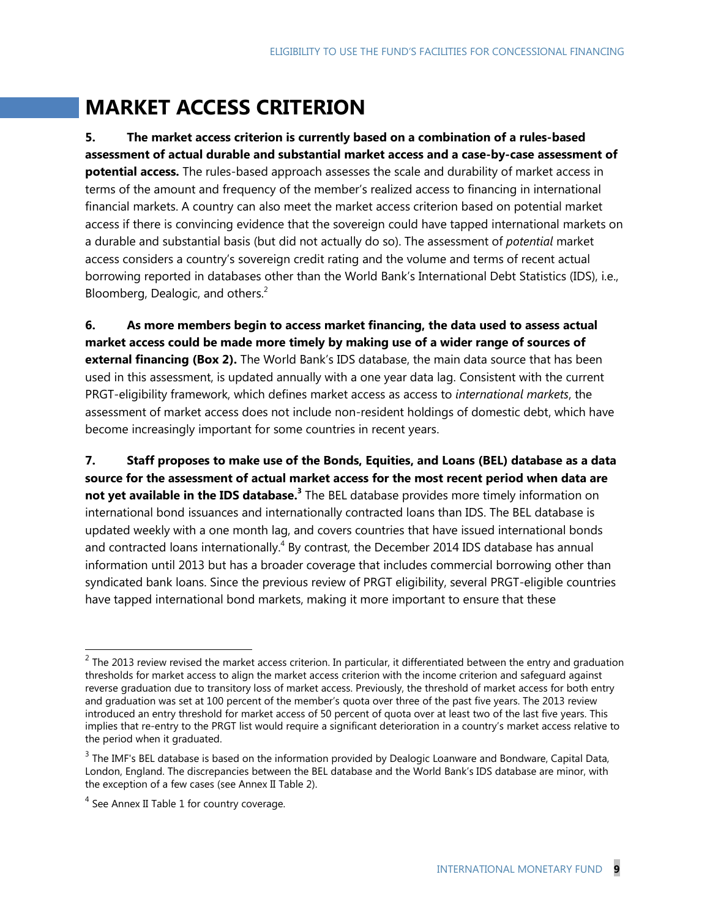# MARKET ACCESS CRITERION

**5. The market access criterion is currently based on a combination of a rules-based assessment of actual durable and substantial market access and a case-by-case assessment of potential access.** The rules-based approach assesses the scale and durability of market access in terms of the amount and frequency of the member's realized access to financing in international financial markets. A country can also meet the market access criterion based on potential market access if there is convincing evidence that the sovereign could have tapped international markets on a durable and substantial basis (but did not actually do so). The assessment of *potential* market access considers a country's sovereign credit rating and the volume and terms of recent actual borrowing reported in databases other than the World Bank's International Debt Statistics (IDS), i.e., Bloomberg, Dealogic, and others.[2]

**6. As more members begin to access market financing, the data used to assess actual market access could be made more timely by making use of a wider range of sources of external financing (Box 2).** The World Bank's IDS database, the main data source that has been used in this assessment, is updated annually with a one year data lag. Consistent with the current PRGT-eligibility framework, which defines market access as access to *international markets*, the assessment of market access does not include non-resident holdings of domestic debt, which have become increasingly important for some countries in recent years.

**7. Staff proposes to make use of the Bonds, Equities, and Loans (BEL) database as a data source for the assessment of actual market access for the most recent period when data are not yet available in the IDS database.[3]** The BEL database provides more timely information on international bond issuances and internationally contracted loans than IDS. The BEL database is updated weekly with a one month lag, and covers countries that have issued international bonds and contracted loans internationally.[4] By contrast, the December 2014 IDS database has annual information until 2013 but has a broader coverage that includes commercial borrowing other than syndicated bank loans. Since the previous review of PRGT eligibility, several PRGT-eligible countries have tapped international bond markets, making it more important to ensure that these

---

[2] The 2013 review revised the market access criterion. In particular, it differentiated between the entry and graduation thresholds for market access to align the market access criterion with the income criterion and safeguard against reverse graduation due to transitory loss of market access. Previously, the threshold of market access for both entry and graduation was set at 100 percent of the member's quota over three of the past five years. The 2013 review introduced an entry threshold for market access of 50 percent of quota over at least two of the last five years. This implies that re-entry to the PRGT list would require a significant deterioration in a country's market access relative to the period when it graduated.

[3] The IMF's BEL database is based on the information provided by Dealogic Loanware and Bondware, Capital Data, London, England. The discrepancies between the BEL database and the World Bank's IDS database are minor, with the exception of a few cases (see Annex II Table 2).

[4] See Annex II Table 1 for country coverage.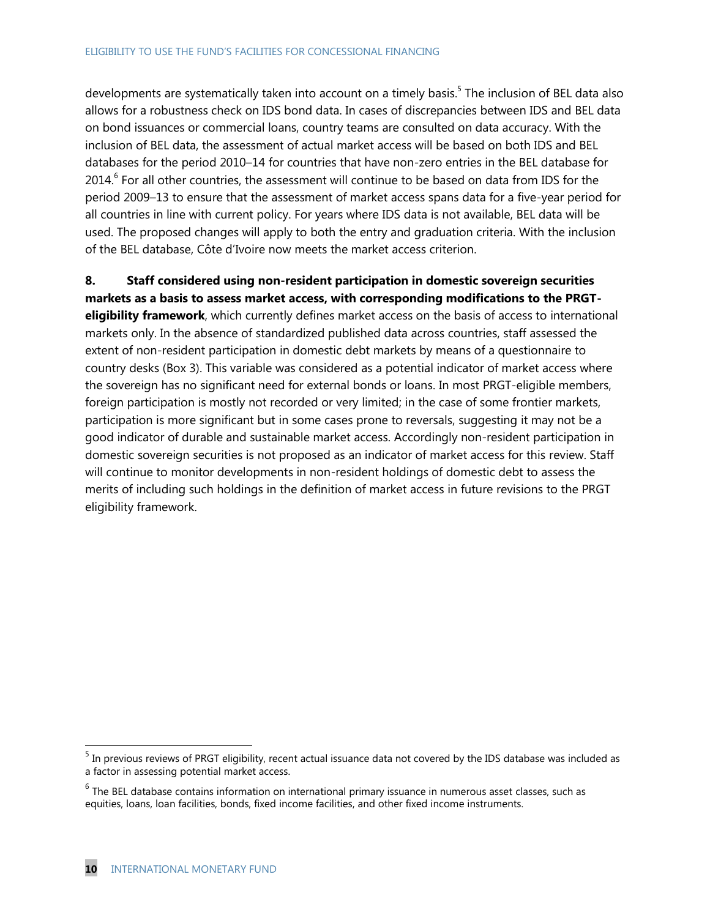developments are systematically taken into account on a timely basis.[5] The inclusion of BEL data also allows for a robustness check on IDS bond data. In cases of discrepancies between IDS and BEL data on bond issuances or commercial loans, country teams are consulted on data accuracy. With the inclusion of BEL data, the assessment of actual market access will be based on both IDS and BEL databases for the period 2010–14 for countries that have non-zero entries in the BEL database for 2014.[6] For all other countries, the assessment will continue to be based on data from IDS for the period 2009–13 to ensure that the assessment of market access spans data for a five-year period for all countries in line with current policy. For years where IDS data is not available, BEL data will be used. The proposed changes will apply to both the entry and graduation criteria. With the inclusion of the BEL database, Côte d'Ivoire now meets the market access criterion.

**8. Staff considered using non-resident participation in domestic sovereign securities markets as a basis to assess market access, with corresponding modifications to the PRGT-eligibility framework**, which currently defines market access on the basis of access to international markets only. In the absence of standardized published data across countries, staff assessed the extent of non-resident participation in domestic debt markets by means of a questionnaire to country desks (Box 3). This variable was considered as a potential indicator of market access where the sovereign has no significant need for external bonds or loans. In most PRGT-eligible members, foreign participation is mostly not recorded or very limited; in the case of some frontier markets, participation is more significant but in some cases prone to reversals, suggesting it may not be a good indicator of durable and sustainable market access. Accordingly non-resident participation in domestic sovereign securities is not proposed as an indicator of market access for this review. Staff will continue to monitor developments in non-resident holdings of domestic debt to assess the merits of including such holdings in the definition of market access in future revisions to the PRGT eligibility framework.

[5] In previous reviews of PRGT eligibility, recent actual issuance data not covered by the IDS database was included as a factor in assessing potential market access.

[6] The BEL database contains information on international primary issuance in numerous asset classes, such as equities, loans, loan facilities, bonds, fixed income facilities, and other fixed income instruments.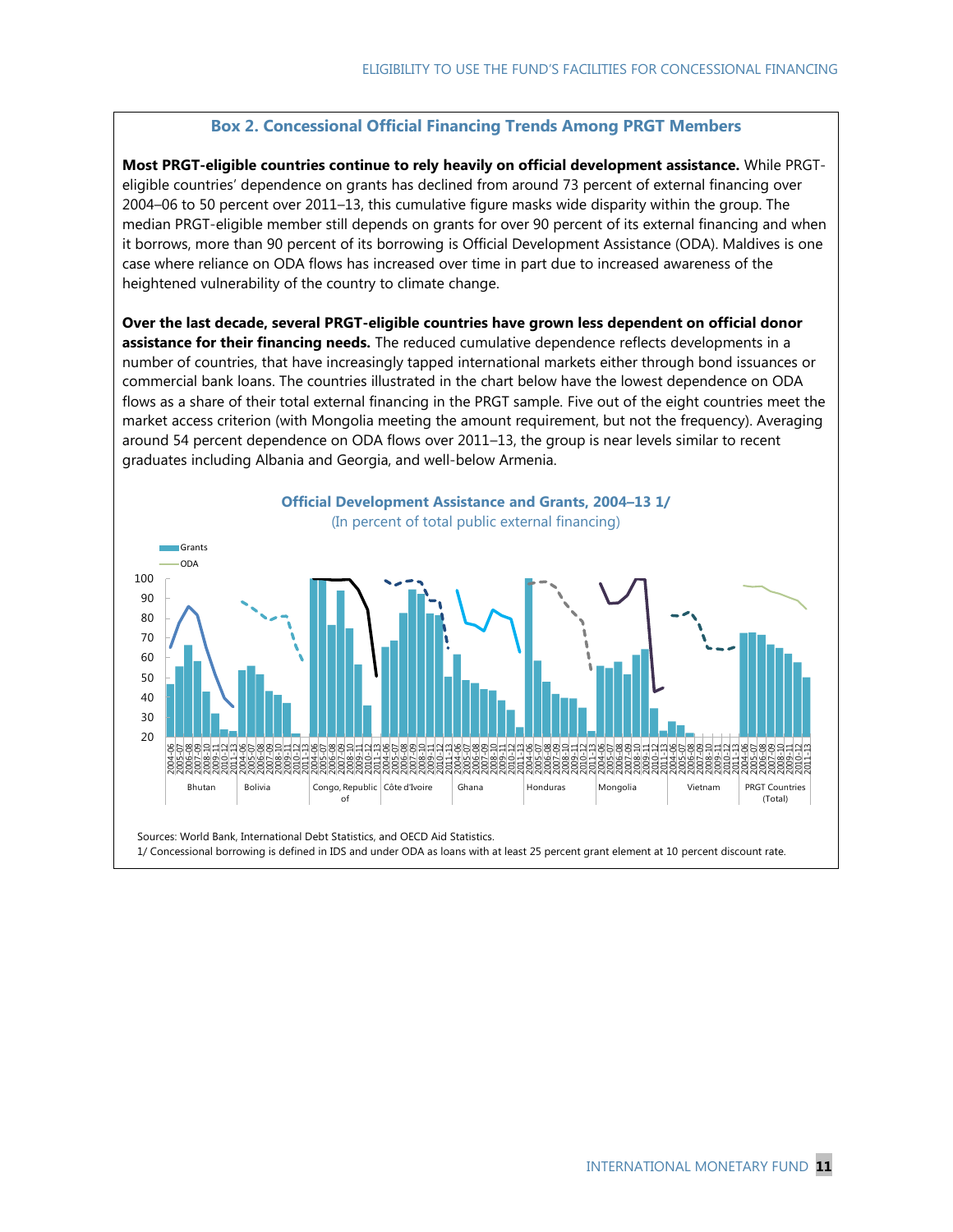### Box 2. Concessional Official Financing Trends Among PRGT Members

**Most PRGT-eligible countries continue to rely heavily on official development assistance.** While PRGT-eligible countries' dependence on grants has declined from around 73 percent of external financing over 2004–06 to 50 percent over 2011–13, this cumulative figure masks wide disparity within the group. The median PRGT-eligible member still depends on grants for over 90 percent of its external financing and when it borrows, more than 90 percent of its borrowing is Official Development Assistance (ODA). Maldives is one case where reliance on ODA flows has increased over time in part due to increased awareness of the heightened vulnerability of the country to climate change.

**Over the last decade, several PRGT-eligible countries have grown less dependent on official donor assistance for their financing needs.** The reduced cumulative dependence reflects developments in a number of countries, that have increasingly tapped international markets either through bond issuances or commercial bank loans. The countries illustrated in the chart below have the lowest dependence on ODA flows as a share of their total external financing in the PRGT sample. Five out of the eight countries meet the market access criterion (with Mongolia meeting the amount requirement, but not the frequency). Averaging around 54 percent dependence on ODA flows over 2011–13, the group is near levels similar to recent graduates including Albania and Georgia, and well-below Armenia.

**Official Development Assistance and Grants, 2004–13 1/**

(In percent of total public external financing)

Sources: World Bank, International Debt Statistics, and OECD Aid Statistics.

1/ Concessional borrowing is defined in IDS and under ODA as loans with at least 25 percent grant element at 10 percent discount rate.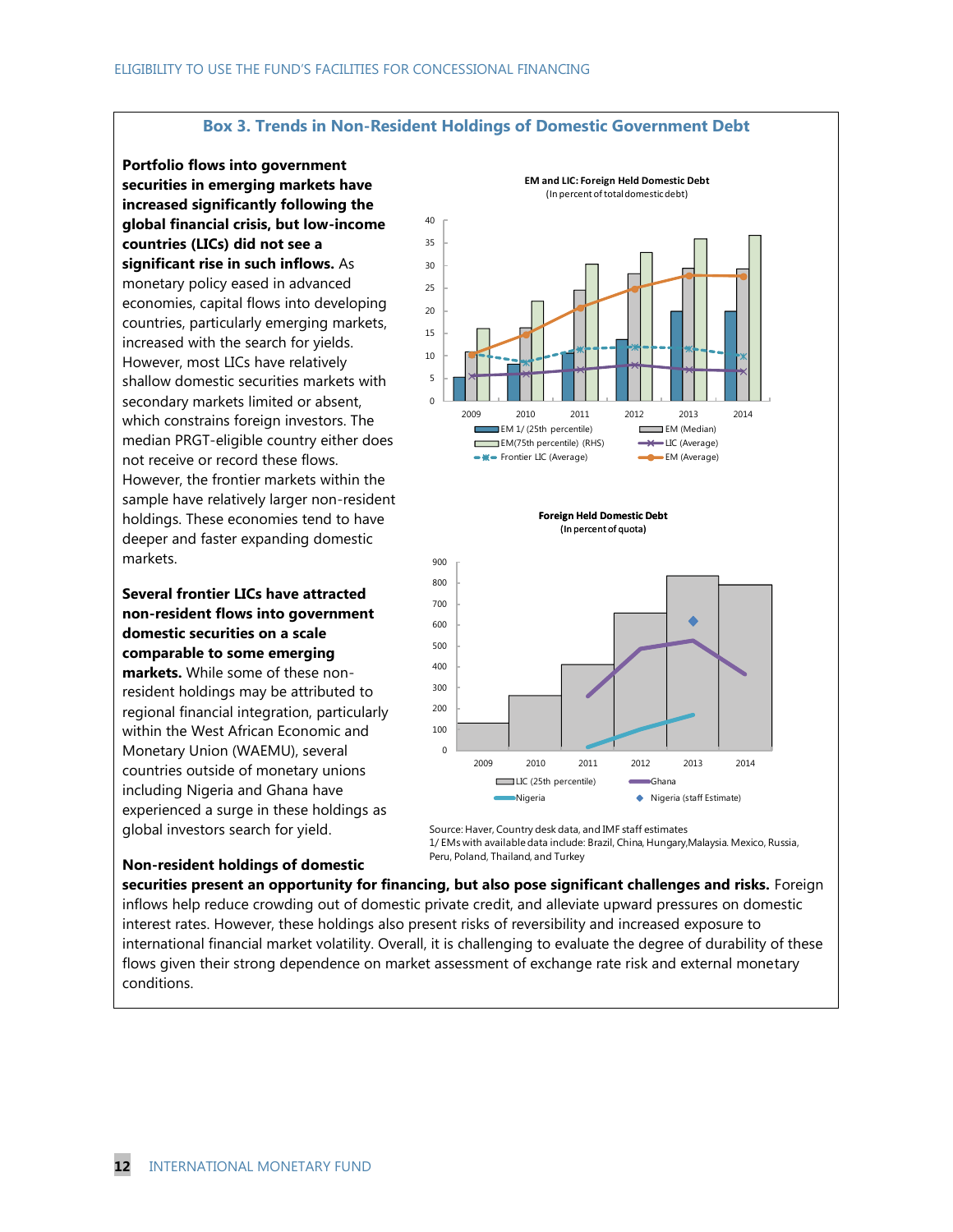## Box 3. Trends in Non-Resident Holdings of Domestic Government Debt

**Portfolio flows into government securities in emerging markets have increased significantly following the global financial crisis, but low-income countries (LICs) did not see a significant rise in such inflows.** As monetary policy eased in advanced economies, capital flows into developing countries, particularly emerging markets, increased with the search for yields. However, most LICs have relatively shallow domestic securities markets with secondary markets limited or absent, which constrains foreign investors. The median PRGT-eligible country either does not receive or record these flows. However, the frontier markets within the sample have relatively larger non-resident holdings. These economies tend to have deeper and faster expanding domestic markets.

**Several frontier LICs have attracted non-resident flows into government domestic securities on a scale comparable to some emerging markets.** While some of these non-resident holdings may be attributed to regional financial integration, particularly within the West African Economic and Monetary Union (WAEMU), several countries outside of monetary unions including Nigeria and Ghana have experienced a surge in these holdings as global investors search for yield.

**EM and LIC: Foreign Held Domestic Debt**
(In percent of total domestic debt)

Legend: EM 1/ (25th percentile); EM (Median); EM(75th percentile) (RHS); LIC (Average); Frontier LIC (Average); EM (Average)

**Foreign Held Domestic Debt**
(In percent of quota)

Legend: LIC (25th percentile); Ghana; Nigeria; Nigeria (staff Estimate)

Source: Haver, Country desk data, and IMF staff estimates
1/ EMs with available data include: Brazil, China, Hungary,Malaysia. Mexico, Russia, Peru, Poland, Thailand, and Turkey

**Non-resident holdings of domestic securities present an opportunity for financing, but also pose significant challenges and risks.** Foreign inflows help reduce crowding out of domestic private credit, and alleviate upward pressures on domestic interest rates. However, these holdings also present risks of reversibility and increased exposure to international financial market volatility. Overall, it is challenging to evaluate the degree of durability of these flows given their strong dependence on market assessment of exchange rate risk and external monetary conditions.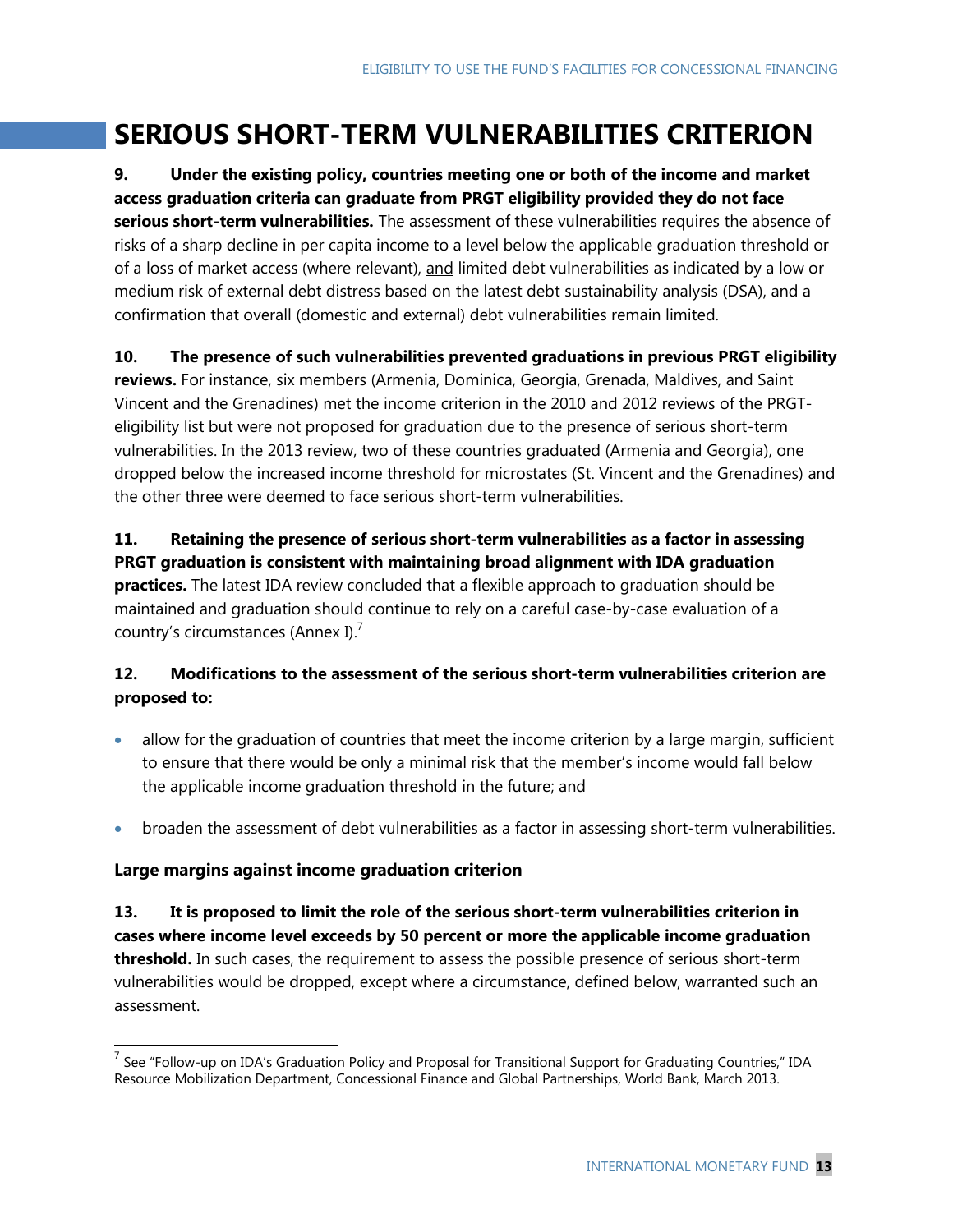# SERIOUS SHORT-TERM VULNERABILITIES CRITERION

**9. Under the existing policy, countries meeting one or both of the income and market access graduation criteria can graduate from PRGT eligibility provided they do not face serious short-term vulnerabilities.** The assessment of these vulnerabilities requires the absence of risks of a sharp decline in per capita income to a level below the applicable graduation threshold or of a loss of market access (where relevant), and limited debt vulnerabilities as indicated by a low or medium risk of external debt distress based on the latest debt sustainability analysis (DSA), and a confirmation that overall (domestic and external) debt vulnerabilities remain limited.

**10. The presence of such vulnerabilities prevented graduations in previous PRGT eligibility reviews.** For instance, six members (Armenia, Dominica, Georgia, Grenada, Maldives, and Saint Vincent and the Grenadines) met the income criterion in the 2010 and 2012 reviews of the PRGT-eligibility list but were not proposed for graduation due to the presence of serious short-term vulnerabilities. In the 2013 review, two of these countries graduated (Armenia and Georgia), one dropped below the increased income threshold for microstates (St. Vincent and the Grenadines) and the other three were deemed to face serious short-term vulnerabilities.

**11. Retaining the presence of serious short-term vulnerabilities as a factor in assessing PRGT graduation is consistent with maintaining broad alignment with IDA graduation practices.** The latest IDA review concluded that a flexible approach to graduation should be maintained and graduation should continue to rely on a careful case-by-case evaluation of a country's circumstances (Annex I).[7]

**12. Modifications to the assessment of the serious short-term vulnerabilities criterion are proposed to:**

- allow for the graduation of countries that meet the income criterion by a large margin, sufficient to ensure that there would be only a minimal risk that the member's income would fall below the applicable income graduation threshold in the future; and
- broaden the assessment of debt vulnerabilities as a factor in assessing short-term vulnerabilities.

### Large margins against income graduation criterion

**13. It is proposed to limit the role of the serious short-term vulnerabilities criterion in cases where income level exceeds by 50 percent or more the applicable income graduation threshold.** In such cases, the requirement to assess the possible presence of serious short-term vulnerabilities would be dropped, except where a circumstance, defined below, warranted such an assessment.

[7] See "Follow-up on IDA's Graduation Policy and Proposal for Transitional Support for Graduating Countries," IDA Resource Mobilization Department, Concessional Finance and Global Partnerships, World Bank, March 2013.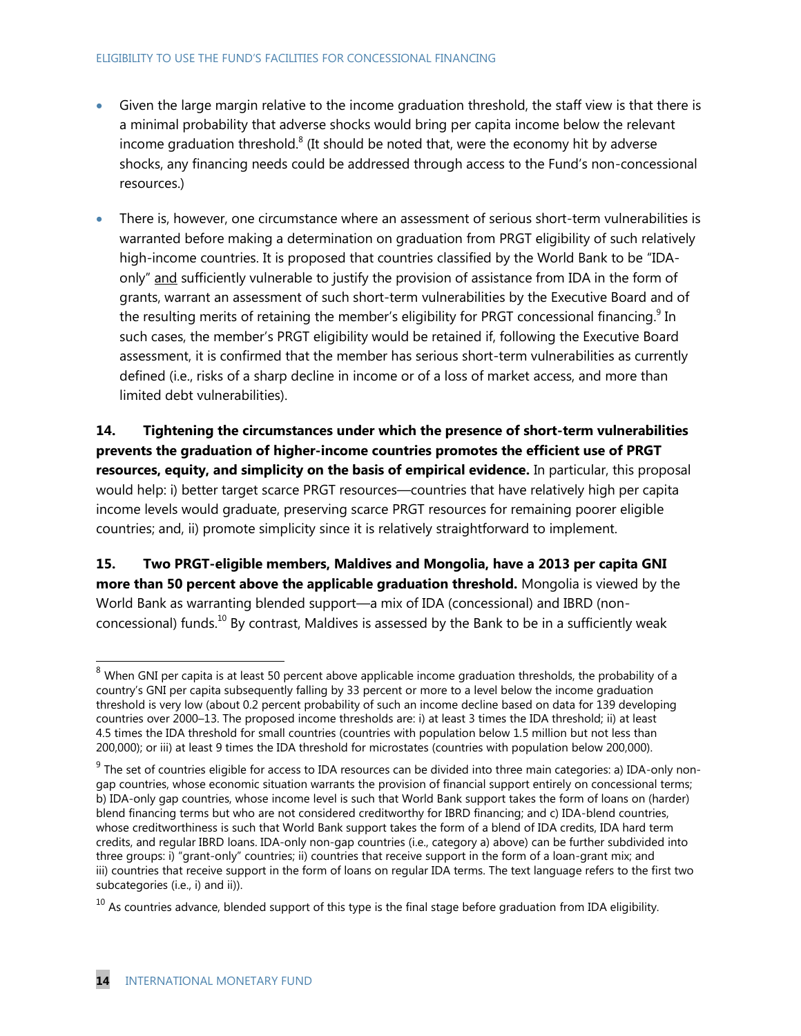- Given the large margin relative to the income graduation threshold, the staff view is that there is a minimal probability that adverse shocks would bring per capita income below the relevant income graduation threshold.[8] (It should be noted that, were the economy hit by adverse shocks, any financing needs could be addressed through access to the Fund's non-concessional resources.)

- There is, however, one circumstance where an assessment of serious short-term vulnerabilities is warranted before making a determination on graduation from PRGT eligibility of such relatively high-income countries. It is proposed that countries classified by the World Bank to be "IDA-only" and sufficiently vulnerable to justify the provision of assistance from IDA in the form of grants, warrant an assessment of such short-term vulnerabilities by the Executive Board and of the resulting merits of retaining the member's eligibility for PRGT concessional financing.[9] In such cases, the member's PRGT eligibility would be retained if, following the Executive Board assessment, it is confirmed that the member has serious short-term vulnerabilities as currently defined (i.e., risks of a sharp decline in income or of a loss of market access, and more than limited debt vulnerabilities).

**14. Tightening the circumstances under which the presence of short-term vulnerabilities prevents the graduation of higher-income countries promotes the efficient use of PRGT resources, equity, and simplicity on the basis of empirical evidence.** In particular, this proposal would help: i) better target scarce PRGT resources—countries that have relatively high per capita income levels would graduate, preserving scarce PRGT resources for remaining poorer eligible countries; and, ii) promote simplicity since it is relatively straightforward to implement.

**15. Two PRGT-eligible members, Maldives and Mongolia, have a 2013 per capita GNI more than 50 percent above the applicable graduation threshold.** Mongolia is viewed by the World Bank as warranting blended support—a mix of IDA (concessional) and IBRD (non-concessional) funds.[10] By contrast, Maldives is assessed by the Bank to be in a sufficiently weak

---

[8] When GNI per capita is at least 50 percent above applicable income graduation thresholds, the probability of a country's GNI per capita subsequently falling by 33 percent or more to a level below the income graduation threshold is very low (about 0.2 percent probability of such an income decline based on data for 139 developing countries over 2000–13. The proposed income thresholds are: i) at least 3 times the IDA threshold; ii) at least 4.5 times the IDA threshold for small countries (countries with population below 1.5 million but not less than 200,000); or iii) at least 9 times the IDA threshold for microstates (countries with population below 200,000).

[9] The set of countries eligible for access to IDA resources can be divided into three main categories: a) IDA-only non-gap countries, whose economic situation warrants the provision of financial support entirely on concessional terms; b) IDA-only gap countries, whose income level is such that World Bank support takes the form of loans on (harder) blend financing terms but who are not considered creditworthy for IBRD financing; and c) IDA-blend countries, whose creditworthiness is such that World Bank support takes the form of a blend of IDA credits, IDA hard term credits, and regular IBRD loans. IDA-only non-gap countries (i.e., category a) above) can be further subdivided into three groups: i) "grant-only" countries; ii) countries that receive support in the form of a loan-grant mix; and iii) countries that receive support in the form of loans on regular IDA terms. The text language refers to the first two subcategories (i.e., i) and ii)).

[10] As countries advance, blended support of this type is the final stage before graduation from IDA eligibility.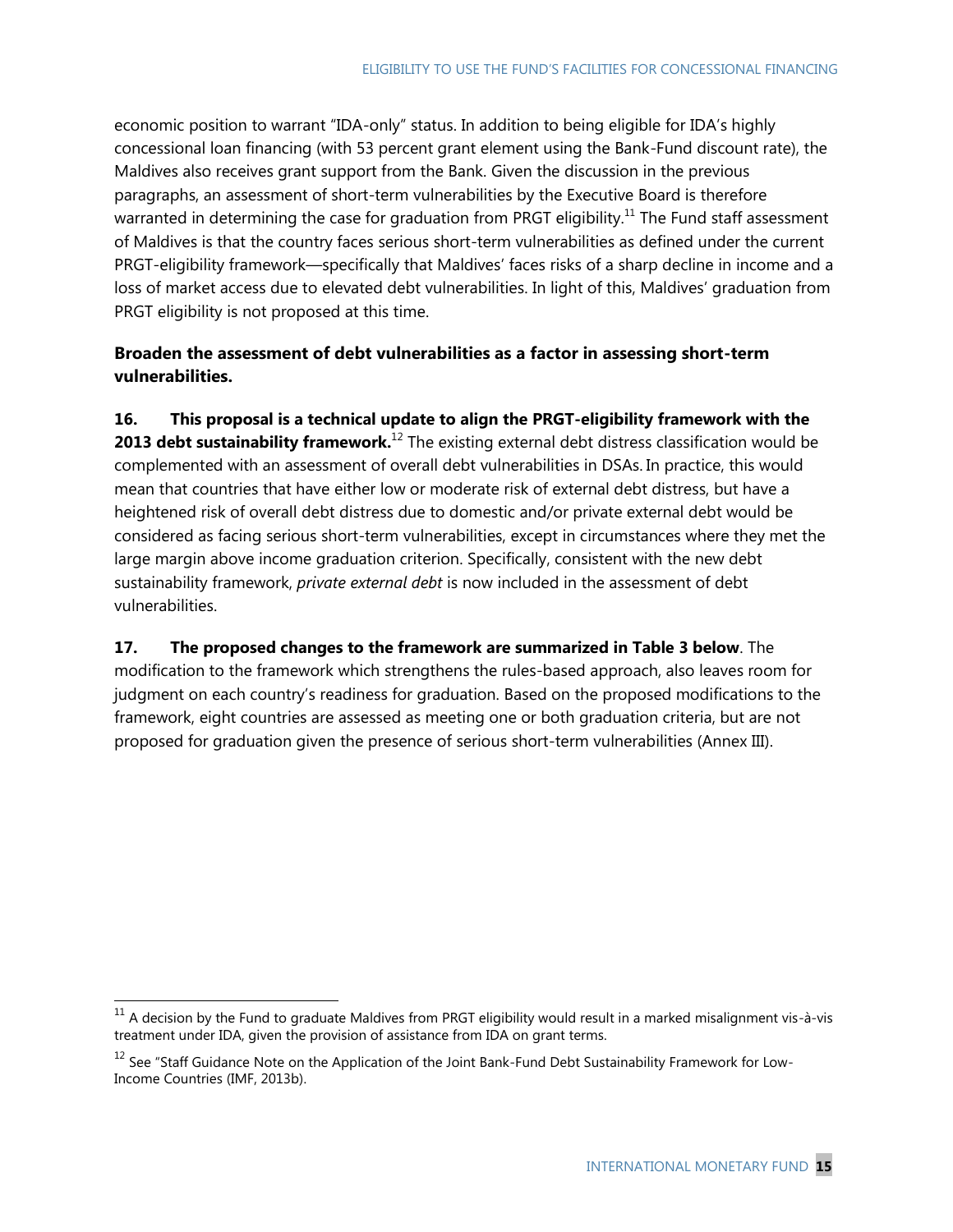economic position to warrant "IDA-only" status. In addition to being eligible for IDA's highly concessional loan financing (with 53 percent grant element using the Bank-Fund discount rate), the Maldives also receives grant support from the Bank. Given the discussion in the previous paragraphs, an assessment of short-term vulnerabilities by the Executive Board is therefore warranted in determining the case for graduation from PRGT eligibility.[11] The Fund staff assessment of Maldives is that the country faces serious short-term vulnerabilities as defined under the current PRGT-eligibility framework—specifically that Maldives' faces risks of a sharp decline in income and a loss of market access due to elevated debt vulnerabilities. In light of this, Maldives' graduation from PRGT eligibility is not proposed at this time.

**Broaden the assessment of debt vulnerabilities as a factor in assessing short-term vulnerabilities.**

**16. This proposal is a technical update to align the PRGT-eligibility framework with the 2013 debt sustainability framework.**[12] The existing external debt distress classification would be complemented with an assessment of overall debt vulnerabilities in DSAs. In practice, this would mean that countries that have either low or moderate risk of external debt distress, but have a heightened risk of overall debt distress due to domestic and/or private external debt would be considered as facing serious short-term vulnerabilities, except in circumstances where they met the large margin above income graduation criterion. Specifically, consistent with the new debt sustainability framework, *private external debt* is now included in the assessment of debt vulnerabilities.

**17. The proposed changes to the framework are summarized in Table 3 below**. The modification to the framework which strengthens the rules-based approach, also leaves room for judgment on each country's readiness for graduation. Based on the proposed modifications to the framework, eight countries are assessed as meeting one or both graduation criteria, but are not proposed for graduation given the presence of serious short-term vulnerabilities (Annex III).

[11] A decision by the Fund to graduate Maldives from PRGT eligibility would result in a marked misalignment vis-à-vis treatment under IDA, given the provision of assistance from IDA on grant terms.

[12] See "Staff Guidance Note on the Application of the Joint Bank-Fund Debt Sustainability Framework for Low-Income Countries (IMF, 2013b).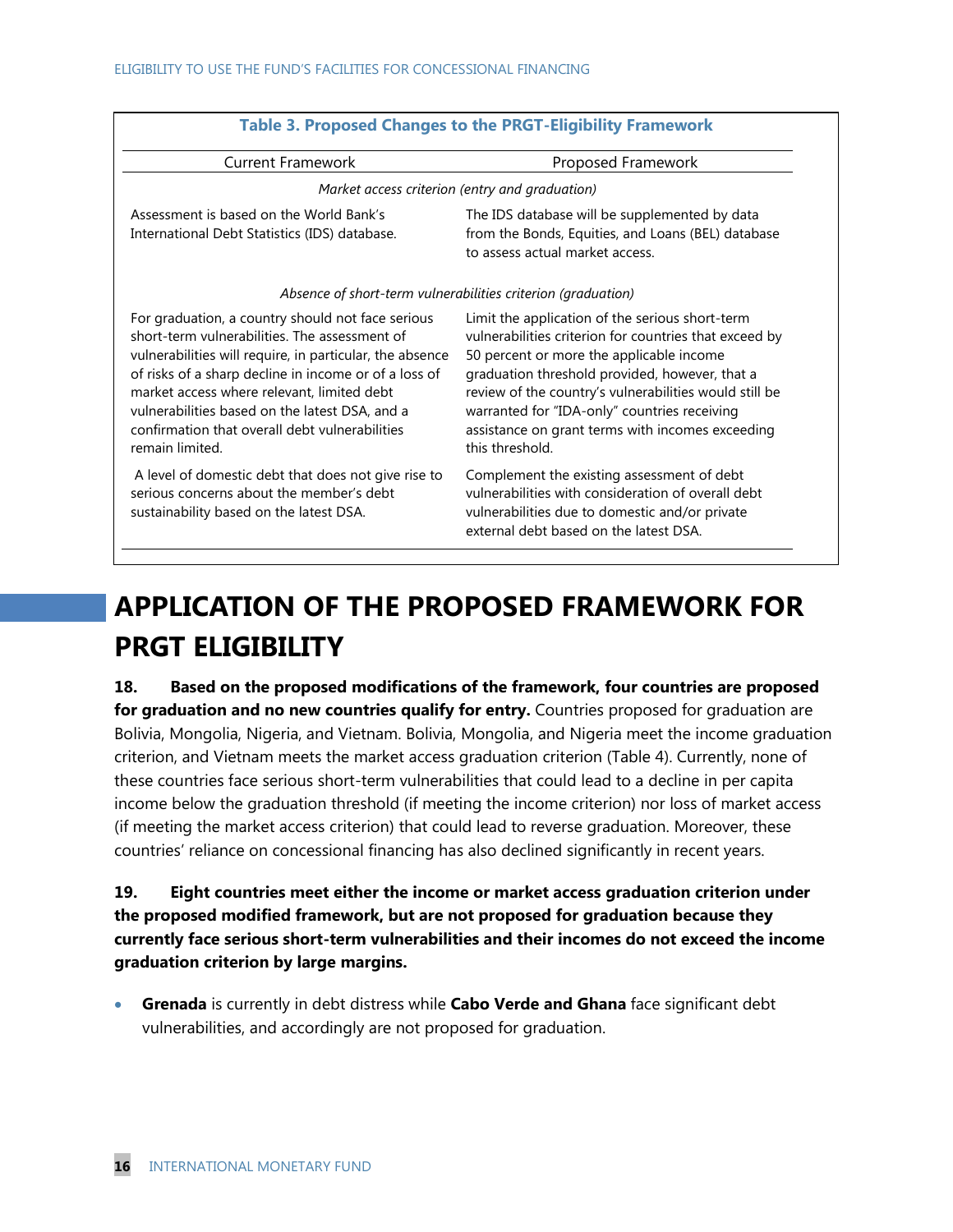**Table 3. Proposed Changes to the PRGT-Eligibility Framework**

| Current Framework | Proposed Framework |
|---|---|
| *Market access criterion (entry and graduation)* | |
| Assessment is based on the World Bank's International Debt Statistics (IDS) database. | The IDS database will be supplemented by data from the Bonds, Equities, and Loans (BEL) database to assess actual market access. |
| *Absence of short-term vulnerabilities criterion (graduation)* | |
| For graduation, a country should not face serious short-term vulnerabilities. The assessment of vulnerabilities will require, in particular, the absence of risks of a sharp decline in income or of a loss of market access where relevant, limited debt vulnerabilities based on the latest DSA, and a confirmation that overall debt vulnerabilities remain limited. | Limit the application of the serious short-term vulnerabilities criterion for countries that exceed by 50 percent or more the applicable income graduation threshold provided, however, that a review of the country's vulnerabilities would still be warranted for "IDA-only" countries receiving assistance on grant terms with incomes exceeding this threshold. |
| A level of domestic debt that does not give rise to serious concerns about the member's debt sustainability based on the latest DSA. | Complement the existing assessment of debt vulnerabilities with consideration of overall debt vulnerabilities due to domestic and/or private external debt based on the latest DSA. |

# APPLICATION OF THE PROPOSED FRAMEWORK FOR PRGT ELIGIBILITY

**18. Based on the proposed modifications of the framework, four countries are proposed for graduation and no new countries qualify for entry.** Countries proposed for graduation are Bolivia, Mongolia, Nigeria, and Vietnam. Bolivia, Mongolia, and Nigeria meet the income graduation criterion, and Vietnam meets the market access graduation criterion (Table 4). Currently, none of these countries face serious short-term vulnerabilities that could lead to a decline in per capita income below the graduation threshold (if meeting the income criterion) nor loss of market access (if meeting the market access criterion) that could lead to reverse graduation. Moreover, these countries' reliance on concessional financing has also declined significantly in recent years.

**19. Eight countries meet either the income or market access graduation criterion under the proposed modified framework, but are not proposed for graduation because they currently face serious short-term vulnerabilities and their incomes do not exceed the income graduation criterion by large margins.**

- **Grenada** is currently in debt distress while **Cabo Verde and Ghana** face significant debt vulnerabilities, and accordingly are not proposed for graduation.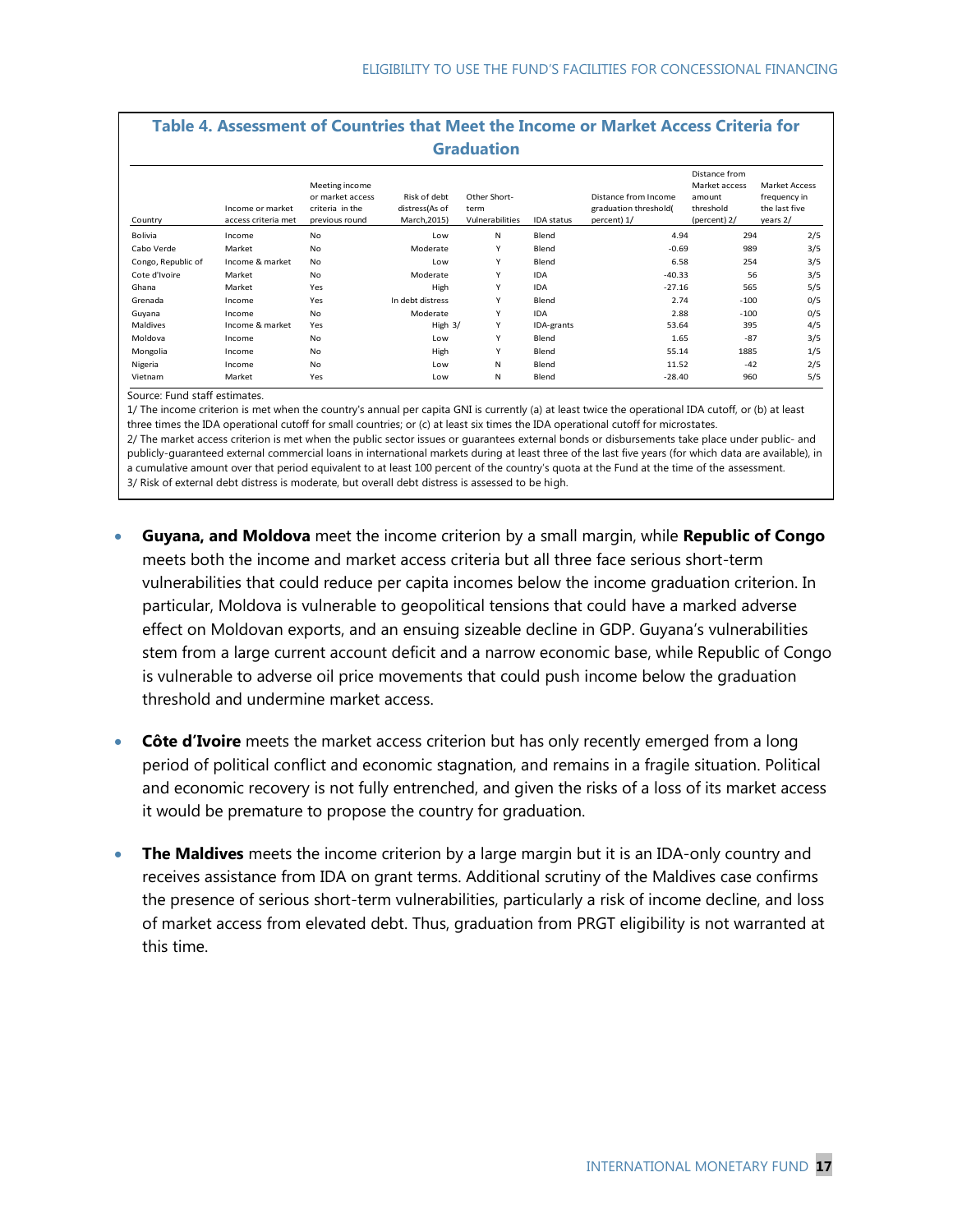### Table 4. Assessment of Countries that Meet the Income or Market Access Criteria for Graduation

| Country | Income or market access criteria met | Meeting income or market access criteria in the previous round | Risk of debt distress(As of March,2015) | Other Short-term Vulnerabilities | IDA status | Distance from Income graduation threshold( percent) 1/ | Distance from Market access amount threshold (percent) 2/ | Market Access frequency in the last five years 2/ |
|---|---|---|---|---|---|---|---|---|
| Bolivia | Income | No | Low | N | Blend | 4.94 | 294 | 2/5 |
| Cabo Verde | Market | No | Moderate | Y | Blend | -0.69 | 989 | 3/5 |
| Congo, Republic of | Income & market | No | Low | Y | Blend | 6.58 | 254 | 3/5 |
| Cote d'Ivoire | Market | No | Moderate | Y | IDA | -40.33 | 56 | 3/5 |
| Ghana | Market | Yes | High | Y | IDA | -27.16 | 565 | 5/5 |
| Grenada | Income | Yes | In debt distress | Y | Blend | 2.74 | -100 | 0/5 |
| Guyana | Income | No | Moderate | Y | IDA | 2.88 | -100 | 0/5 |
| Maldives | Income & market | Yes | High 3/ | Y | IDA-grants | 53.64 | 395 | 4/5 |
| Moldova | Income | No | Low | Y | Blend | 1.65 | -87 | 3/5 |
| Mongolia | Income | No | High | Y | Blend | 55.14 | 1885 | 1/5 |
| Nigeria | Income | No | Low | N | Blend | 11.52 | -42 | 2/5 |
| Vietnam | Market | Yes | Low | N | Blend | -28.40 | 960 | 5/5 |

Source: Fund staff estimates.

1/ The income criterion is met when the country's annual per capita GNI is currently (a) at least twice the operational IDA cutoff, or (b) at least three times the IDA operational cutoff for small countries; or (c) at least six times the IDA operational cutoff for microstates.

2/ The market access criterion is met when the public sector issues or guarantees external bonds or disbursements take place under public- and publicly-guaranteed external commercial loans in international markets during at least three of the last five years (for which data are available), in a cumulative amount over that period equivalent to at least 100 percent of the country's quota at the Fund at the time of the assessment.

3/ Risk of external debt distress is moderate, but overall debt distress is assessed to be high.

- **Guyana, and Moldova** meet the income criterion by a small margin, while **Republic of Congo** meets both the income and market access criteria but all three face serious short-term vulnerabilities that could reduce per capita incomes below the income graduation criterion. In particular, Moldova is vulnerable to geopolitical tensions that could have a marked adverse effect on Moldovan exports, and an ensuing sizeable decline in GDP. Guyana's vulnerabilities stem from a large current account deficit and a narrow economic base, while Republic of Congo is vulnerable to adverse oil price movements that could push income below the graduation threshold and undermine market access.

- **Côte d'Ivoire** meets the market access criterion but has only recently emerged from a long period of political conflict and economic stagnation, and remains in a fragile situation. Political and economic recovery is not fully entrenched, and given the risks of a loss of its market access it would be premature to propose the country for graduation.

- **The Maldives** meets the income criterion by a large margin but it is an IDA-only country and receives assistance from IDA on grant terms. Additional scrutiny of the Maldives case confirms the presence of serious short-term vulnerabilities, particularly a risk of income decline, and loss of market access from elevated debt. Thus, graduation from PRGT eligibility is not warranted at this time.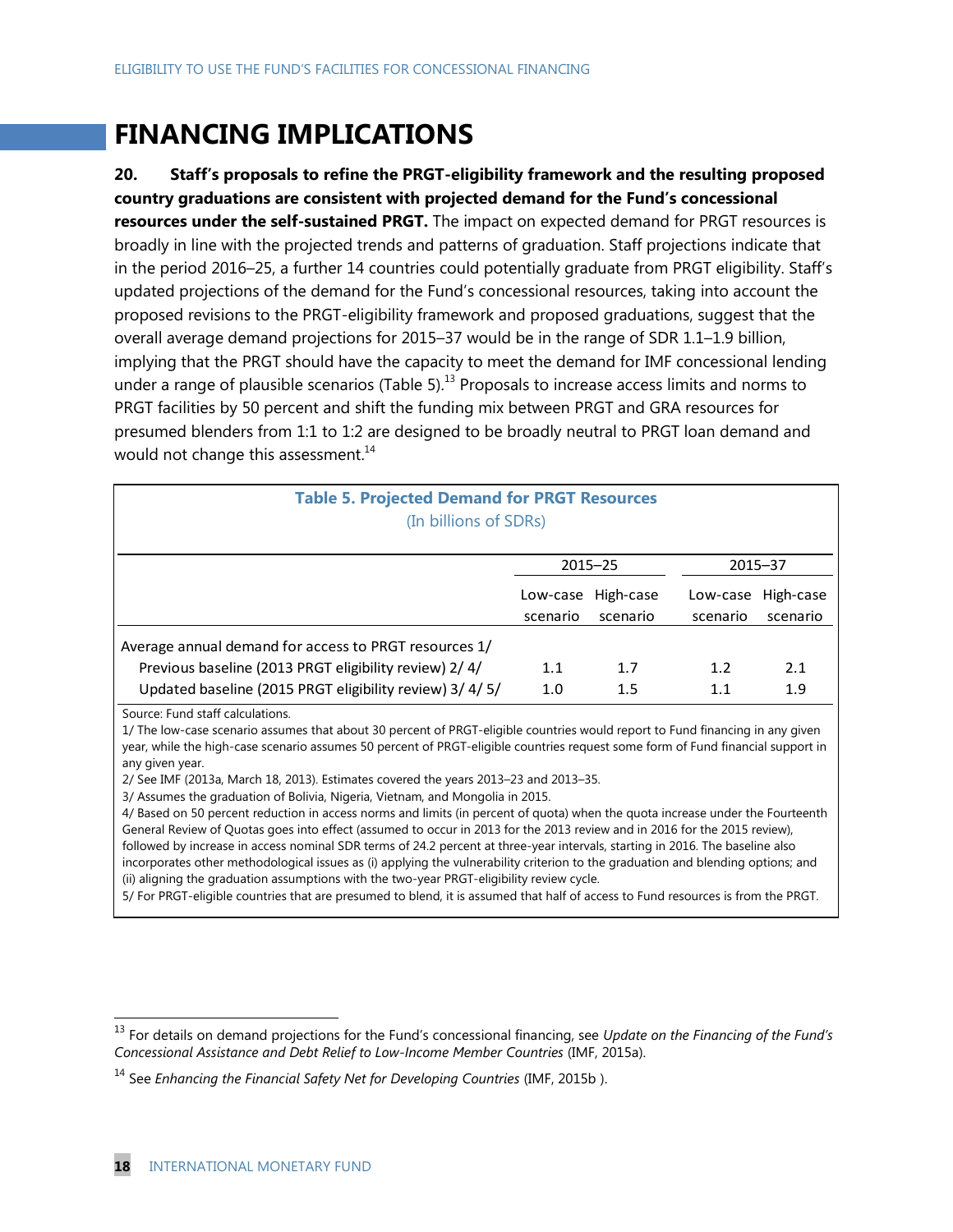# FINANCING IMPLICATIONS

**20. Staff's proposals to refine the PRGT-eligibility framework and the resulting proposed country graduations are consistent with projected demand for the Fund's concessional resources under the self-sustained PRGT.** The impact on expected demand for PRGT resources is broadly in line with the projected trends and patterns of graduation. Staff projections indicate that in the period 2016–25, a further 14 countries could potentially graduate from PRGT eligibility. Staff's updated projections of the demand for the Fund's concessional resources, taking into account the proposed revisions to the PRGT-eligibility framework and proposed graduations, suggest that the overall average demand projections for 2015–37 would be in the range of SDR 1.1–1.9 billion, implying that the PRGT should have the capacity to meet the demand for IMF concessional lending under a range of plausible scenarios (Table 5).[13] Proposals to increase access limits and norms to PRGT facilities by 50 percent and shift the funding mix between PRGT and GRA resources for presumed blenders from 1:1 to 1:2 are designed to be broadly neutral to PRGT loan demand and would not change this assessment.[14]

**Table 5. Projected Demand for PRGT Resources**
(In billions of SDRs)

| | 2015–25 | | 2015–37 | |
|---|---|---|---|---|
| | Low-case scenario | High-case scenario | Low-case scenario | High-case scenario |
| Average annual demand for access to PRGT resources 1/ | | | | |
| Previous baseline (2013 PRGT eligibility review) 2/ 4/ | 1.1 | 1.7 | 1.2 | 2.1 |
| Updated baseline (2015 PRGT eligibility review) 3/ 4/ 5/ | 1.0 | 1.5 | 1.1 | 1.9 |

Source: Fund staff calculations.

1/ The low-case scenario assumes that about 30 percent of PRGT-eligible countries would report to Fund financing in any given year, while the high-case scenario assumes 50 percent of PRGT-eligible countries request some form of Fund financial support in any given year.

2/ See IMF (2013a, March 18, 2013). Estimates covered the years 2013–23 and 2013–35.

3/ Assumes the graduation of Bolivia, Nigeria, Vietnam, and Mongolia in 2015.

4/ Based on 50 percent reduction in access norms and limits (in percent of quota) when the quota increase under the Fourteenth General Review of Quotas goes into effect (assumed to occur in 2013 for the 2013 review and in 2016 for the 2015 review), followed by increase in access nominal SDR terms of 24.2 percent at three-year intervals, starting in 2016. The baseline also incorporates other methodological issues as (i) applying the vulnerability criterion to the graduation and blending options; and (ii) aligning the graduation assumptions with the two-year PRGT-eligibility review cycle.

5/ For PRGT-eligible countries that are presumed to blend, it is assumed that half of access to Fund resources is from the PRGT.

---

[13] For details on demand projections for the Fund's concessional financing, see *Update on the Financing of the Fund's Concessional Assistance and Debt Relief to Low-Income Member Countries* (IMF, 2015a).

[14] See *Enhancing the Financial Safety Net for Developing Countries* (IMF, 2015b ).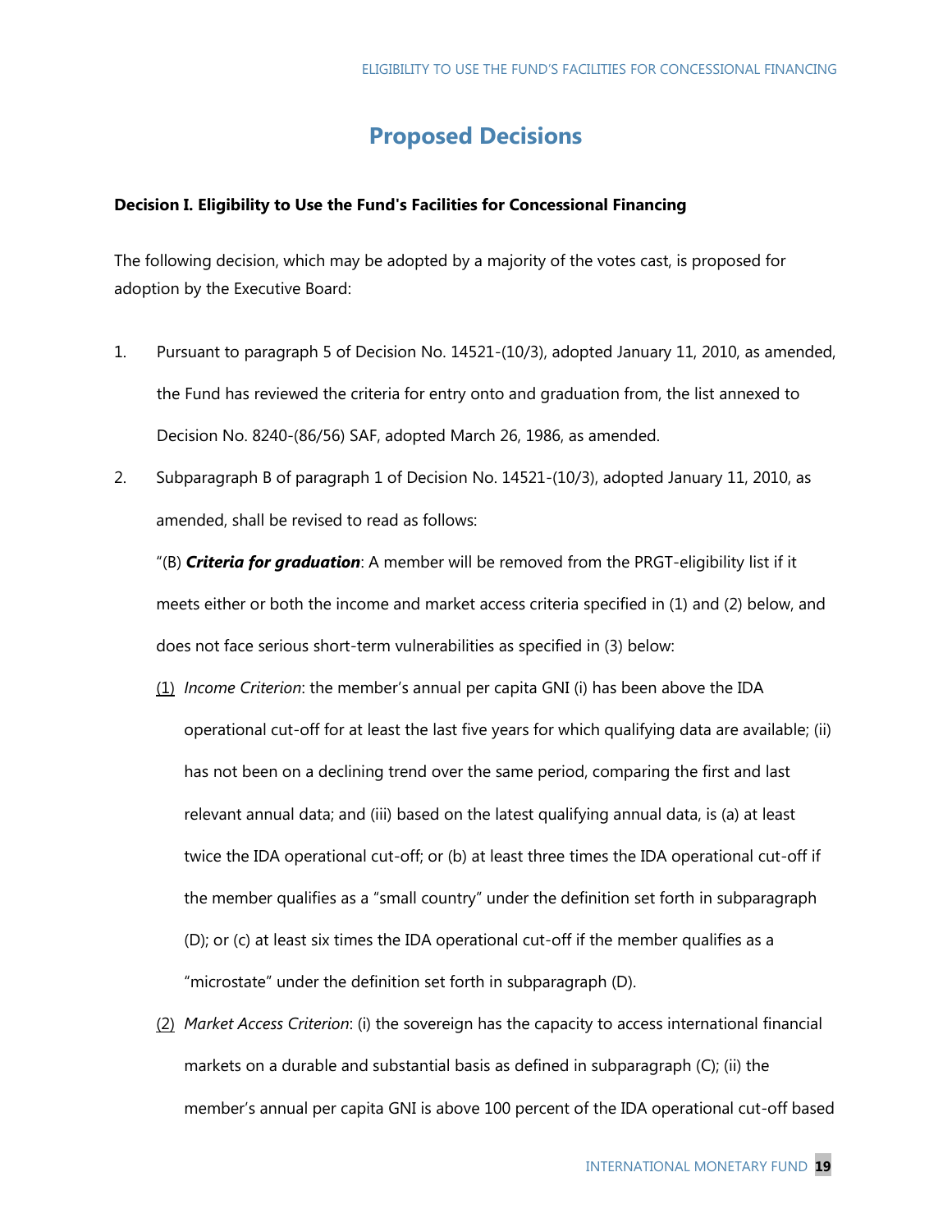# Proposed Decisions

**Decision I. Eligibility to Use the Fund's Facilities for Concessional Financing**

The following decision, which may be adopted by a majority of the votes cast, is proposed for adoption by the Executive Board:

1. Pursuant to paragraph 5 of Decision No. 14521-(10/3), adopted January 11, 2010, as amended, the Fund has reviewed the criteria for entry onto and graduation from, the list annexed to Decision No. 8240-(86/56) SAF, adopted March 26, 1986, as amended.

2. Subparagraph B of paragraph 1 of Decision No. 14521-(10/3), adopted January 11, 2010, as amended, shall be revised to read as follows:

   "(B) ***Criteria for graduation***: A member will be removed from the PRGT-eligibility list if it meets either or both the income and market access criteria specified in (1) and (2) below, and does not face serious short-term vulnerabilities as specified in (3) below:

   (1) *Income Criterion*: the member's annual per capita GNI (i) has been above the IDA operational cut-off for at least the last five years for which qualifying data are available; (ii) has not been on a declining trend over the same period, comparing the first and last relevant annual data; and (iii) based on the latest qualifying annual data, is (a) at least twice the IDA operational cut-off; or (b) at least three times the IDA operational cut-off if the member qualifies as a "small country" under the definition set forth in subparagraph (D); or (c) at least six times the IDA operational cut-off if the member qualifies as a "microstate" under the definition set forth in subparagraph (D).

   (2) *Market Access Criterion*: (i) the sovereign has the capacity to access international financial markets on a durable and substantial basis as defined in subparagraph (C); (ii) the member's annual per capita GNI is above 100 percent of the IDA operational cut-off based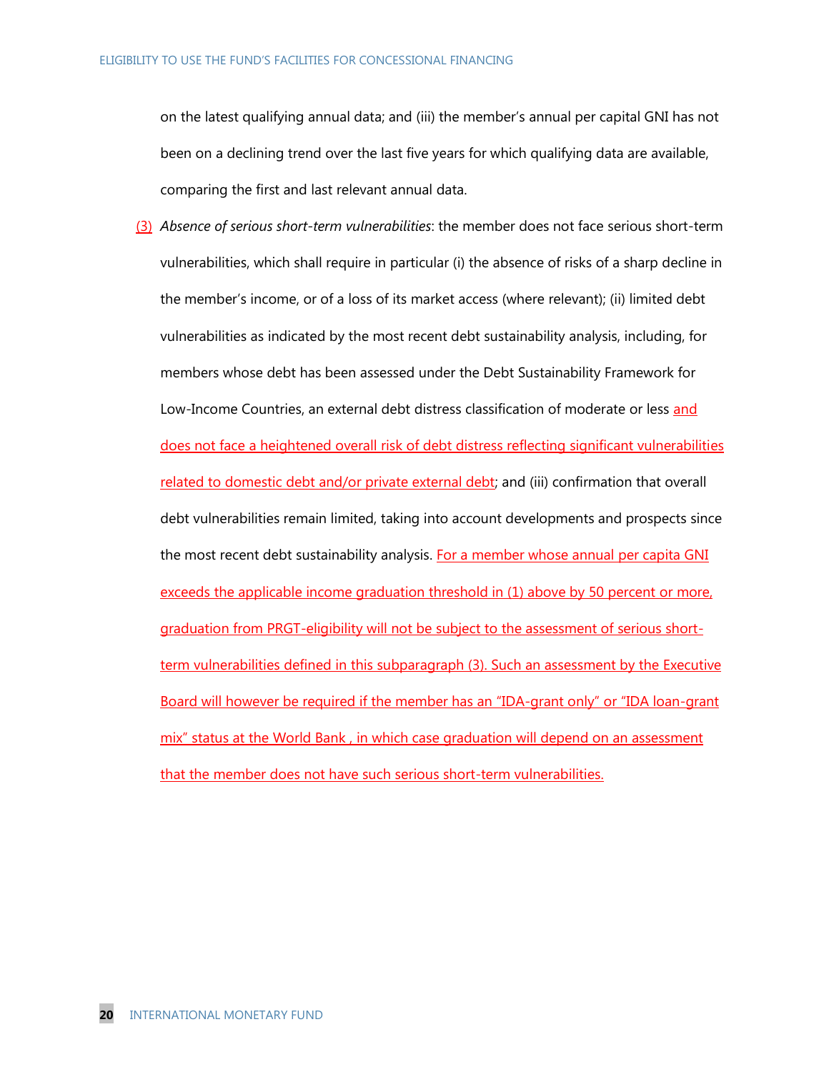on the latest qualifying annual data; and (iii) the member's annual per capital GNI has not been on a declining trend over the last five years for which qualifying data are available, comparing the first and last relevant annual data.

(3) *Absence of serious short-term vulnerabilities*: the member does not face serious short-term vulnerabilities, which shall require in particular (i) the absence of risks of a sharp decline in the member's income, or of a loss of its market access (where relevant); (ii) limited debt vulnerabilities as indicated by the most recent debt sustainability analysis, including, for members whose debt has been assessed under the Debt Sustainability Framework for Low-Income Countries, an external debt distress classification of moderate or less and does not face a heightened overall risk of debt distress reflecting significant vulnerabilities related to domestic debt and/or private external debt; and (iii) confirmation that overall debt vulnerabilities remain limited, taking into account developments and prospects since the most recent debt sustainability analysis. For a member whose annual per capita GNI exceeds the applicable income graduation threshold in (1) above by 50 percent or more, graduation from PRGT-eligibility will not be subject to the assessment of serious short-term vulnerabilities defined in this subparagraph (3). Such an assessment by the Executive Board will however be required if the member has an "IDA-grant only" or "IDA loan-grant mix" status at the World Bank , in which case graduation will depend on an assessment that the member does not have such serious short-term vulnerabilities.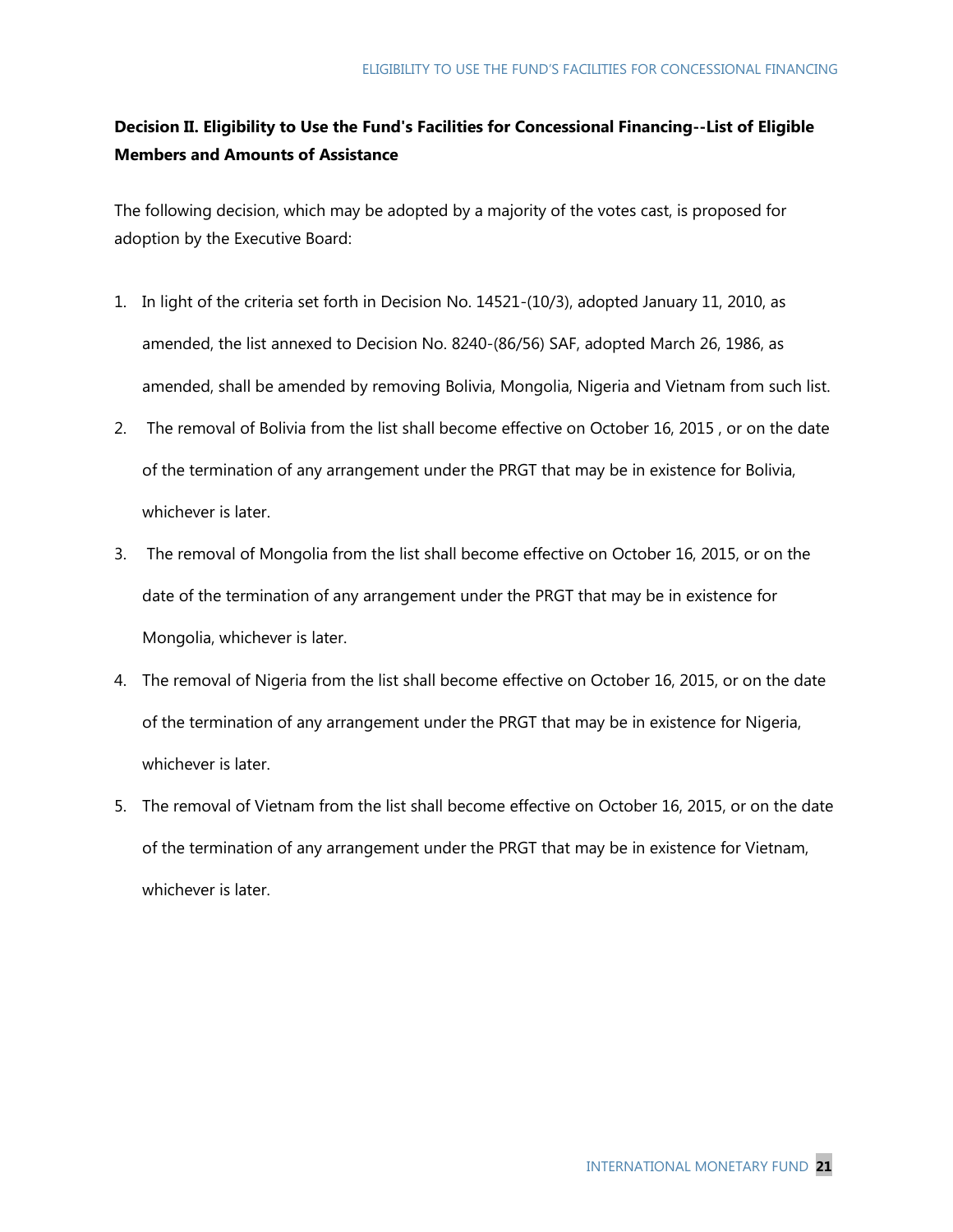**Decision II. Eligibility to Use the Fund's Facilities for Concessional Financing--List of Eligible Members and Amounts of Assistance**

The following decision, which may be adopted by a majority of the votes cast, is proposed for adoption by the Executive Board:

1. In light of the criteria set forth in Decision No. 14521-(10/3), adopted January 11, 2010, as amended, the list annexed to Decision No. 8240-(86/56) SAF, adopted March 26, 1986, as amended, shall be amended by removing Bolivia, Mongolia, Nigeria and Vietnam from such list.
2. The removal of Bolivia from the list shall become effective on October 16, 2015 , or on the date of the termination of any arrangement under the PRGT that may be in existence for Bolivia, whichever is later.
3. The removal of Mongolia from the list shall become effective on October 16, 2015, or on the date of the termination of any arrangement under the PRGT that may be in existence for Mongolia, whichever is later.
4. The removal of Nigeria from the list shall become effective on October 16, 2015, or on the date of the termination of any arrangement under the PRGT that may be in existence for Nigeria, whichever is later.
5. The removal of Vietnam from the list shall become effective on October 16, 2015, or on the date of the termination of any arrangement under the PRGT that may be in existence for Vietnam, whichever is later.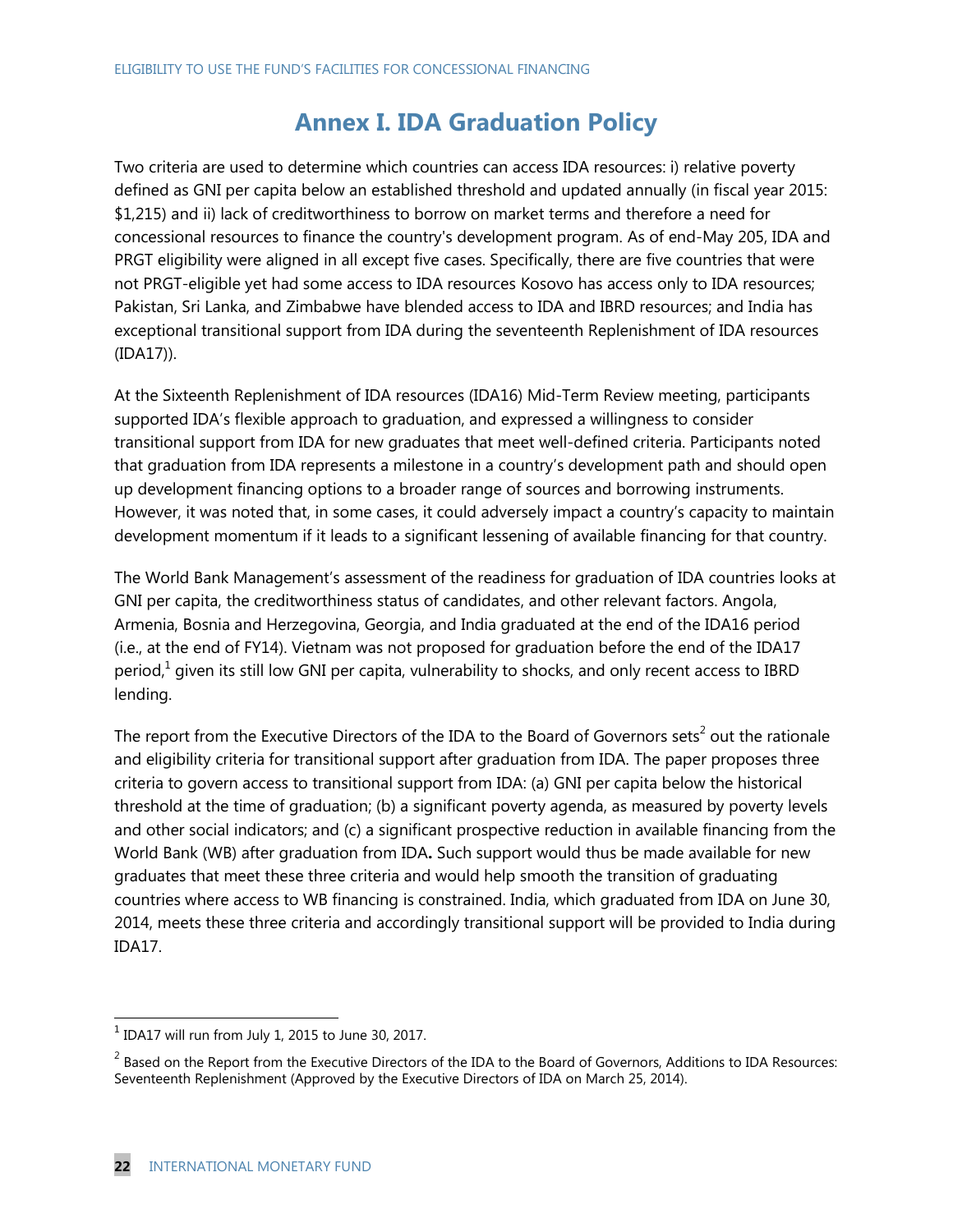# Annex I. IDA Graduation Policy

Two criteria are used to determine which countries can access IDA resources: i) relative poverty defined as GNI per capita below an established threshold and updated annually (in fiscal year 2015: $1,215) and ii) lack of creditworthiness to borrow on market terms and therefore a need for concessional resources to finance the country's development program. As of end-May 205, IDA and PRGT eligibility were aligned in all except five cases. Specifically, there are five countries that were not PRGT-eligible yet had some access to IDA resources Kosovo has access only to IDA resources; Pakistan, Sri Lanka, and Zimbabwe have blended access to IDA and IBRD resources; and India has exceptional transitional support from IDA during the seventeenth Replenishment of IDA resources (IDA17)).

At the Sixteenth Replenishment of IDA resources (IDA16) Mid-Term Review meeting, participants supported IDA's flexible approach to graduation, and expressed a willingness to consider transitional support from IDA for new graduates that meet well-defined criteria. Participants noted that graduation from IDA represents a milestone in a country's development path and should open up development financing options to a broader range of sources and borrowing instruments. However, it was noted that, in some cases, it could adversely impact a country's capacity to maintain development momentum if it leads to a significant lessening of available financing for that country.

The World Bank Management's assessment of the readiness for graduation of IDA countries looks at GNI per capita, the creditworthiness status of candidates, and other relevant factors. Angola, Armenia, Bosnia and Herzegovina, Georgia, and India graduated at the end of the IDA16 period (i.e., at the end of FY14). Vietnam was not proposed for graduation before the end of the IDA17 period,[1] given its still low GNI per capita, vulnerability to shocks, and only recent access to IBRD lending.

The report from the Executive Directors of the IDA to the Board of Governors sets[2] out the rationale and eligibility criteria for transitional support after graduation from IDA. The paper proposes three criteria to govern access to transitional support from IDA: (a) GNI per capita below the historical threshold at the time of graduation; (b) a significant poverty agenda, as measured by poverty levels and other social indicators; and (c) a significant prospective reduction in available financing from the World Bank (WB) after graduation from IDA**.** Such support would thus be made available for new graduates that meet these three criteria and would help smooth the transition of graduating countries where access to WB financing is constrained. India, which graduated from IDA on June 30, 2014, meets these three criteria and accordingly transitional support will be provided to India during IDA17.

---

[1] IDA17 will run from July 1, 2015 to June 30, 2017.

[2] Based on the Report from the Executive Directors of the IDA to the Board of Governors, Additions to IDA Resources: Seventeenth Replenishment (Approved by the Executive Directors of IDA on March 25, 2014).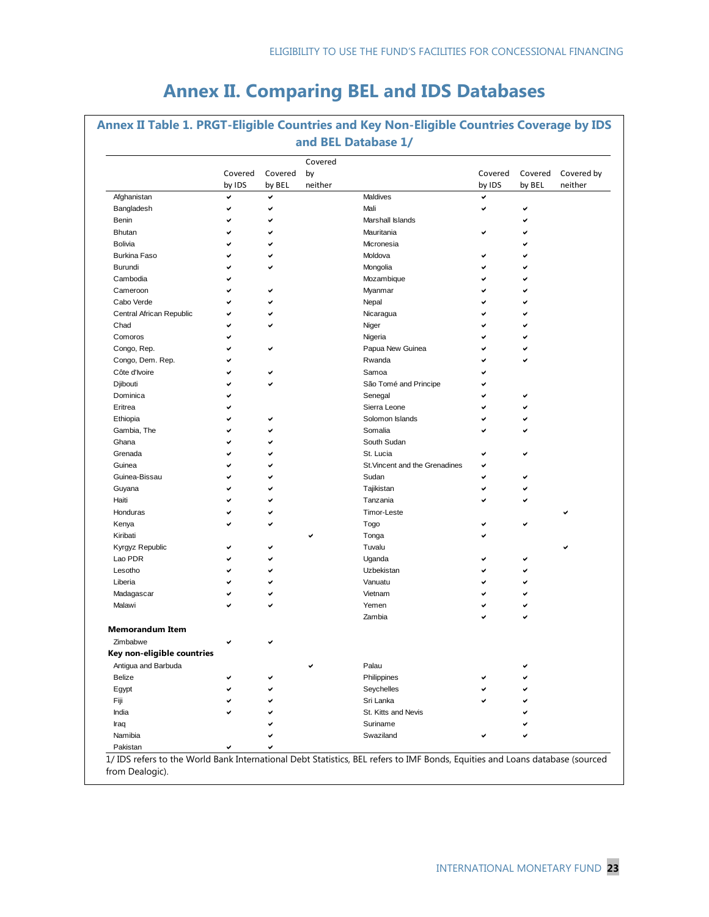# Annex II. Comparing BEL and IDS Databases

**Annex II Table 1. PRGT-Eligible Countries and Key Non-Eligible Countries Coverage by IDS and BEL Database 1/**

| | Covered by IDS | Covered by BEL | Covered by neither | | Covered by IDS | Covered by BEL | Covered by neither |
|---|---|---|---|---|---|---|---|
| Afghanistan | ✔ | ✔ | | Maldives | ✔ | | |
| Bangladesh | ✔ | ✔ | | Mali | ✔ | ✔ | |
| Benin | ✔ | ✔ | | Marshall Islands | | ✔ | |
| Bhutan | ✔ | ✔ | | Mauritania | ✔ | ✔ | |
| Bolivia | ✔ | ✔ | | Micronesia | | ✔ | |
| Burkina Faso | ✔ | ✔ | | Moldova | ✔ | ✔ | |
| Burundi | ✔ | ✔ | | Mongolia | ✔ | ✔ | |
| Cambodia | ✔ | | | Mozambique | ✔ | ✔ | |
| Cameroon | ✔ | ✔ | | Myanmar | ✔ | ✔ | |
| Cabo Verde | ✔ | ✔ | | Nepal | ✔ | ✔ | |
| Central African Republic | ✔ | ✔ | | Nicaragua | ✔ | ✔ | |
| Chad | ✔ | ✔ | | Niger | ✔ | ✔ | |
| Comoros | ✔ | | | Nigeria | ✔ | ✔ | |
| Congo, Rep. | ✔ | ✔ | | Papua New Guinea | ✔ | ✔ | |
| Congo, Dem. Rep. | ✔ | | | Rwanda | ✔ | ✔ | |
| Côte d'Ivoire | ✔ | ✔ | | Samoa | ✔ | | |
| Djibouti | ✔ | ✔ | | São Tomé and Principe | ✔ | | |
| Dominica | ✔ | | | Senegal | ✔ | ✔ | |
| Eritrea | ✔ | | | Sierra Leone | ✔ | ✔ | |
| Ethiopia | ✔ | ✔ | | Solomon Islands | ✔ | ✔ | |
| Gambia, The | ✔ | ✔ | | Somalia | ✔ | ✔ | |
| Ghana | ✔ | ✔ | | South Sudan | | | |
| Grenada | ✔ | ✔ | | St. Lucia | ✔ | ✔ | |
| Guinea | ✔ | ✔ | | St.Vincent and the Grenadines | ✔ | | |
| Guinea-Bissau | ✔ | ✔ | | Sudan | ✔ | ✔ | |
| Guyana | ✔ | ✔ | | Tajikistan | ✔ | ✔ | |
| Haiti | ✔ | ✔ | | Tanzania | ✔ | ✔ | |
| Honduras | ✔ | ✔ | | Timor-Leste | | | ✔ |
| Kenya | ✔ | ✔ | | Togo | ✔ | ✔ | |
| Kiribati | | | ✔ | Tonga | ✔ | | |
| Kyrgyz Republic | ✔ | ✔ | | Tuvalu | | | ✔ |
| Lao PDR | ✔ | ✔ | | Uganda | ✔ | ✔ | |
| Lesotho | ✔ | ✔ | | Uzbekistan | ✔ | ✔ | |
| Liberia | ✔ | ✔ | | Vanuatu | ✔ | ✔ | |
| Madagascar | ✔ | ✔ | | Vietnam | ✔ | ✔ | |
| Malawi | ✔ | ✔ | | Yemen | ✔ | ✔ | |
| | | | | Zambia | ✔ | ✔ | |
| **Memorandum Item** | | | | | | | |
| Zimbabwe | ✔ | ✔ | | | | | |
| **Key non-eligible countries** | | | | | | | |
| Antigua and Barbuda | | | ✔ | Palau | | ✔ | |
| Belize | ✔ | ✔ | | Philippines | ✔ | ✔ | |
| Egypt | ✔ | ✔ | | Seychelles | ✔ | ✔ | |
| Fiji | ✔ | ✔ | | Sri Lanka | ✔ | ✔ | |
| India | ✔ | ✔ | | St. Kitts and Nevis | | ✔ | |
| Iraq | | ✔ | | Suriname | | ✔ | |
| Namibia | | ✔ | | Swaziland | ✔ | ✔ | |
| Pakistan | ✔ | ✔ | | | | | |

1/ IDS refers to the World Bank International Debt Statistics, BEL refers to IMF Bonds, Equities and Loans database (sourced from Dealogic).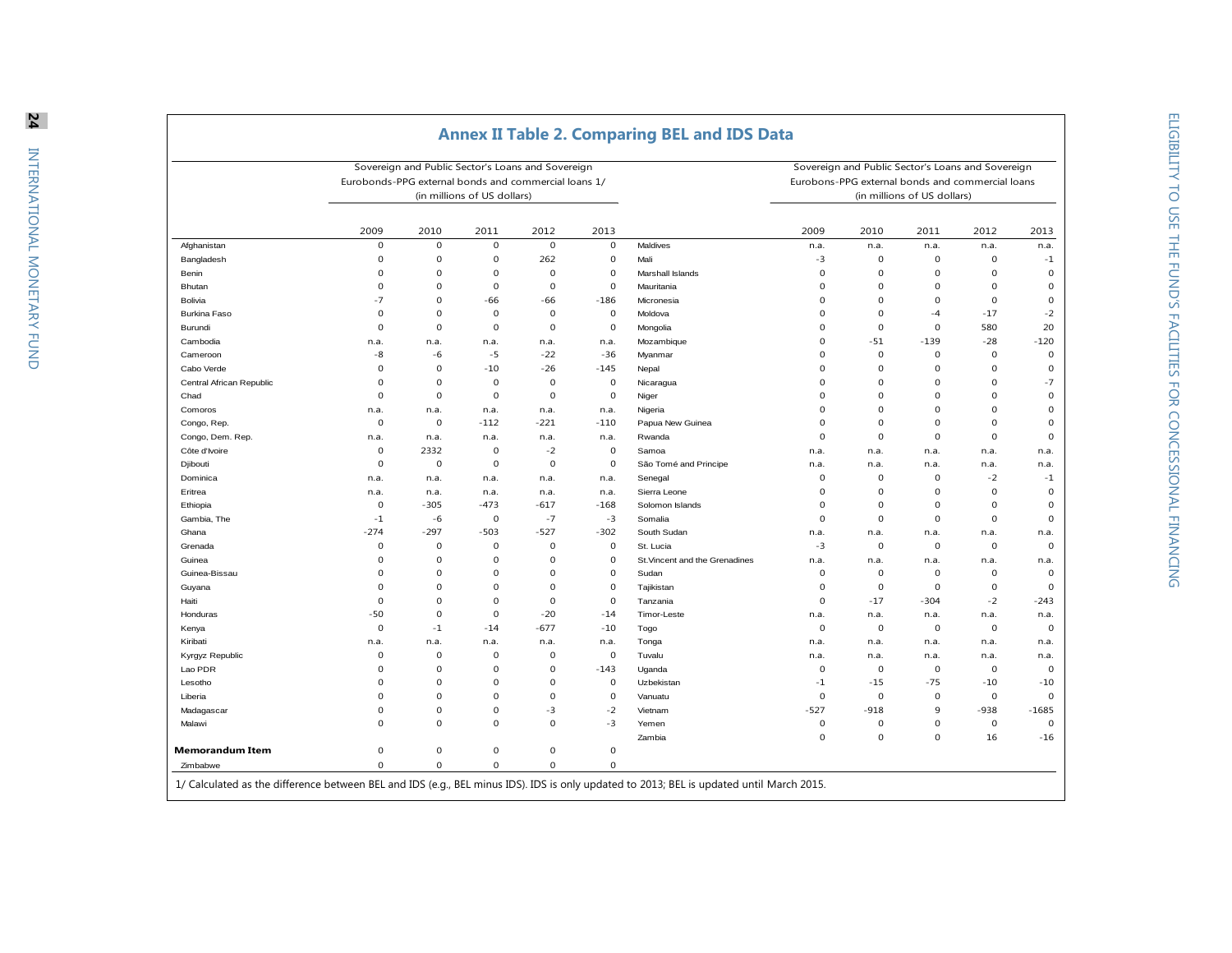## Annex II Table 2. Comparing BEL and IDS Data

| | Sovereign and Public Sector's Loans and Sovereign Eurobonds-PPG external bonds and commercial loans 1/ (in millions of US dollars) | | | | | | Sovereign and Public Sector's Loans and Sovereign Eurobons-PPG external bonds and commercial loans (in millions of US dollars) | | | | |
|---|---|---|---|---|---|---|---|---|---|---|---|
| | 2009 | 2010 | 2011 | 2012 | 2013 | | 2009 | 2010 | 2011 | 2012 | 2013 |
| Afghanistan | 0 | 0 | 0 | 0 | 0 | Maldives | n.a. | n.a. | n.a. | n.a. | n.a. |
| Bangladesh | 0 | 0 | 0 | 262 | 0 | Mali | -3 | 0 | 0 | 0 | -1 |
| Benin | 0 | 0 | 0 | 0 | 0 | Marshall Islands | 0 | 0 | 0 | 0 | 0 |
| Bhutan | 0 | 0 | 0 | 0 | 0 | Mauritania | 0 | 0 | 0 | 0 | 0 |
| Bolivia | -7 | 0 | -66 | -66 | -186 | Micronesia | 0 | 0 | 0 | 0 | 0 |
| Burkina Faso | 0 | 0 | 0 | 0 | 0 | Moldova | 0 | 0 | -4 | -17 | -2 |
| Burundi | 0 | 0 | 0 | 0 | 0 | Mongolia | 0 | 0 | 0 | 580 | 20 |
| Cambodia | n.a. | n.a. | n.a. | n.a. | n.a. | Mozambique | 0 | -51 | -139 | -28 | -120 |
| Cameroon | -8 | -6 | -5 | -22 | -36 | Myanmar | 0 | 0 | 0 | 0 | 0 |
| Cabo Verde | 0 | 0 | -10 | -26 | -145 | Nepal | 0 | 0 | 0 | 0 | 0 |
| Central African Republic | 0 | 0 | 0 | 0 | 0 | Nicaragua | 0 | 0 | 0 | 0 | -7 |
| Chad | 0 | 0 | 0 | 0 | 0 | Niger | 0 | 0 | 0 | 0 | 0 |
| Comoros | n.a. | n.a. | n.a. | n.a. | n.a. | Nigeria | 0 | 0 | 0 | 0 | 0 |
| Congo, Rep. | 0 | 0 | -112 | -221 | -110 | Papua New Guinea | 0 | 0 | 0 | 0 | 0 |
| Congo, Dem. Rep. | n.a. | n.a. | n.a. | n.a. | n.a. | Rwanda | 0 | 0 | 0 | 0 | 0 |
| Côte d'Ivoire | 0 | 2332 | 0 | -2 | 0 | Samoa | n.a. | n.a. | n.a. | n.a. | n.a. |
| Djibouti | 0 | 0 | 0 | 0 | 0 | São Tomé and Principe | n.a. | n.a. | n.a. | n.a. | n.a. |
| Dominica | n.a. | n.a. | n.a. | n.a. | n.a. | Senegal | 0 | 0 | 0 | -2 | -1 |
| Eritrea | n.a. | n.a. | n.a. | n.a. | n.a. | Sierra Leone | 0 | 0 | 0 | 0 | 0 |
| Ethiopia | 0 | -305 | -473 | -617 | -168 | Solomon Islands | 0 | 0 | 0 | 0 | 0 |
| Gambia, The | -1 | -6 | 0 | -7 | -3 | Somalia | 0 | 0 | 0 | 0 | 0 |
| Ghana | -274 | -297 | -503 | -527 | -302 | South Sudan | n.a. | n.a. | n.a. | n.a. | n.a. |
| Grenada | 0 | 0 | 0 | 0 | 0 | St. Lucia | -3 | 0 | 0 | 0 | 0 |
| Guinea | 0 | 0 | 0 | 0 | 0 | St.Vincent and the Grenadines | n.a. | n.a. | n.a. | n.a. | n.a. |
| Guinea-Bissau | 0 | 0 | 0 | 0 | 0 | Sudan | 0 | 0 | 0 | 0 | 0 |
| Guyana | 0 | 0 | 0 | 0 | 0 | Tajikistan | 0 | 0 | 0 | 0 | 0 |
| Haiti | 0 | 0 | 0 | 0 | 0 | Tanzania | 0 | -17 | -304 | -2 | -243 |
| Honduras | -50 | 0 | 0 | -20 | -14 | Timor-Leste | n.a. | n.a. | n.a. | n.a. | n.a. |
| Kenya | 0 | -1 | -14 | -677 | -10 | Togo | 0 | 0 | 0 | 0 | 0 |
| Kiribati | n.a. | n.a. | n.a. | n.a. | n.a. | Tonga | n.a. | n.a. | n.a. | n.a. | n.a. |
| Kyrgyz Republic | 0 | 0 | 0 | 0 | 0 | Tuvalu | n.a. | n.a. | n.a. | n.a. | n.a. |
| Lao PDR | 0 | 0 | 0 | 0 | -143 | Uganda | 0 | 0 | 0 | 0 | 0 |
| Lesotho | 0 | 0 | 0 | 0 | 0 | Uzbekistan | -1 | -15 | -75 | -10 | -10 |
| Liberia | 0 | 0 | 0 | 0 | 0 | Vanuatu | 0 | 0 | 0 | 0 | 0 |
| Madagascar | 0 | 0 | 0 | -3 | -2 | Vietnam | -527 | -918 | 9 | -938 | -1685 |
| Malawi | 0 | 0 | 0 | 0 | -3 | Yemen | 0 | 0 | 0 | 0 | 0 |
| | | | | | | Zambia | 0 | 0 | 0 | 16 | -16 |
| **Memorandum Item** | 0 | 0 | 0 | 0 | 0 | | | | | | |
| Zimbabwe | 0 | 0 | 0 | 0 | 0 | | | | | | |

1/ Calculated as the difference between BEL and IDS (e.g., BEL minus IDS). IDS is only updated to 2013; BEL is updated until March 2015.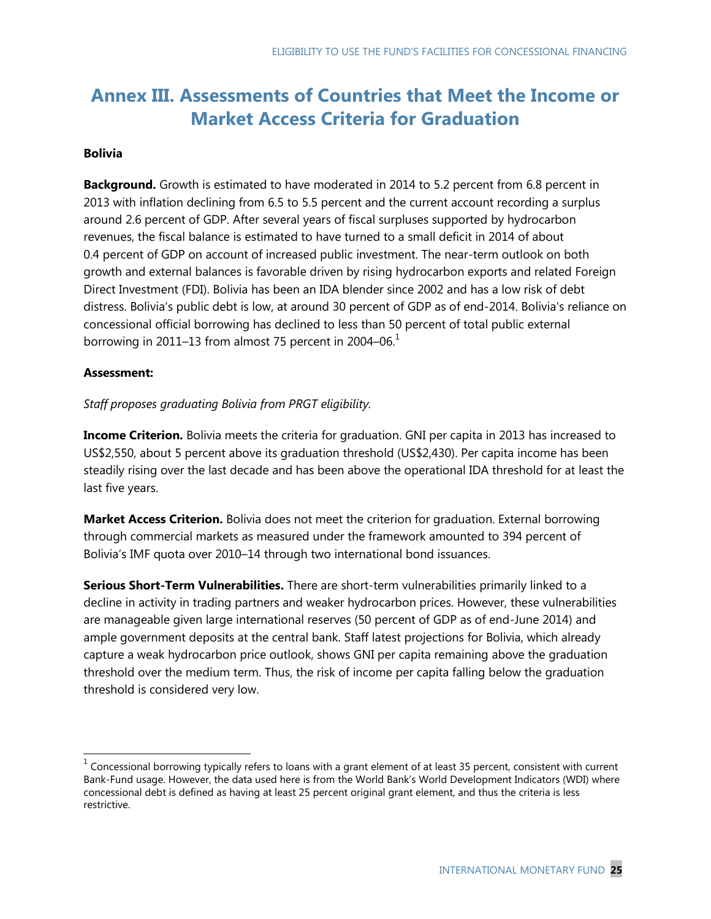# Annex III. Assessments of Countries that Meet the Income or Market Access Criteria for Graduation

**Bolivia**

**Background.** Growth is estimated to have moderated in 2014 to 5.2 percent from 6.8 percent in 2013 with inflation declining from 6.5 to 5.5 percent and the current account recording a surplus around 2.6 percent of GDP. After several years of fiscal surpluses supported by hydrocarbon revenues, the fiscal balance is estimated to have turned to a small deficit in 2014 of about 0.4 percent of GDP on account of increased public investment. The near-term outlook on both growth and external balances is favorable driven by rising hydrocarbon exports and related Foreign Direct Investment (FDI). Bolivia has been an IDA blender since 2002 and has a low risk of debt distress. Bolivia's public debt is low, at around 30 percent of GDP as of end-2014. Bolivia's reliance on concessional official borrowing has declined to less than 50 percent of total public external borrowing in 2011–13 from almost 75 percent in 2004–06.[1]

**Assessment:**

*Staff proposes graduating Bolivia from PRGT eligibility.*

**Income Criterion.** Bolivia meets the criteria for graduation. GNI per capita in 2013 has increased to US$2,550, about 5 percent above its graduation threshold (US$2,430). Per capita income has been steadily rising over the last decade and has been above the operational IDA threshold for at least the last five years.

**Market Access Criterion.** Bolivia does not meet the criterion for graduation. External borrowing through commercial markets as measured under the framework amounted to 394 percent of Bolivia's IMF quota over 2010–14 through two international bond issuances.

**Serious Short-Term Vulnerabilities.** There are short-term vulnerabilities primarily linked to a decline in activity in trading partners and weaker hydrocarbon prices. However, these vulnerabilities are manageable given large international reserves (50 percent of GDP as of end-June 2014) and ample government deposits at the central bank. Staff latest projections for Bolivia, which already capture a weak hydrocarbon price outlook, shows GNI per capita remaining above the graduation threshold over the medium term. Thus, the risk of income per capita falling below the graduation threshold is considered very low.

---

[1] Concessional borrowing typically refers to loans with a grant element of at least 35 percent, consistent with current Bank-Fund usage. However, the data used here is from the World Bank's World Development Indicators (WDI) where concessional debt is defined as having at least 25 percent original grant element, and thus the criteria is less restrictive.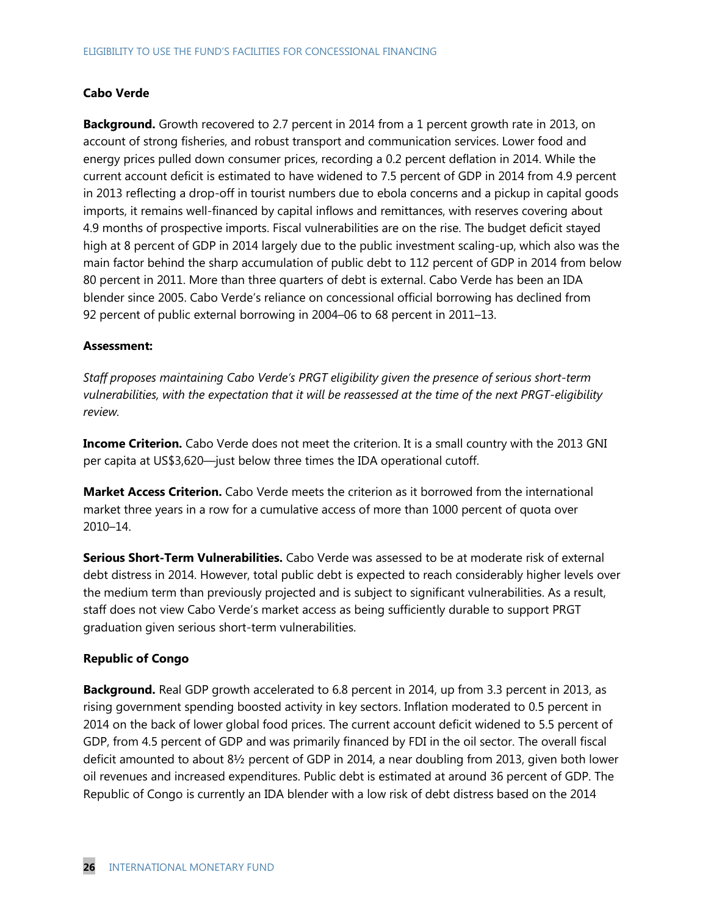### Cabo Verde

**Background.** Growth recovered to 2.7 percent in 2014 from a 1 percent growth rate in 2013, on account of strong fisheries, and robust transport and communication services. Lower food and energy prices pulled down consumer prices, recording a 0.2 percent deflation in 2014. While the current account deficit is estimated to have widened to 7.5 percent of GDP in 2014 from 4.9 percent in 2013 reflecting a drop-off in tourist numbers due to ebola concerns and a pickup in capital goods imports, it remains well-financed by capital inflows and remittances, with reserves covering about 4.9 months of prospective imports. Fiscal vulnerabilities are on the rise. The budget deficit stayed high at 8 percent of GDP in 2014 largely due to the public investment scaling-up, which also was the main factor behind the sharp accumulation of public debt to 112 percent of GDP in 2014 from below 80 percent in 2011. More than three quarters of debt is external. Cabo Verde has been an IDA blender since 2005. Cabo Verde's reliance on concessional official borrowing has declined from 92 percent of public external borrowing in 2004–06 to 68 percent in 2011–13.

**Assessment:**

*Staff proposes maintaining Cabo Verde's PRGT eligibility given the presence of serious short-term vulnerabilities, with the expectation that it will be reassessed at the time of the next PRGT-eligibility review.*

**Income Criterion.** Cabo Verde does not meet the criterion. It is a small country with the 2013 GNI per capita at US$3,620—just below three times the IDA operational cutoff.

**Market Access Criterion.** Cabo Verde meets the criterion as it borrowed from the international market three years in a row for a cumulative access of more than 1000 percent of quota over 2010–14.

**Serious Short-Term Vulnerabilities.** Cabo Verde was assessed to be at moderate risk of external debt distress in 2014. However, total public debt is expected to reach considerably higher levels over the medium term than previously projected and is subject to significant vulnerabilities. As a result, staff does not view Cabo Verde's market access as being sufficiently durable to support PRGT graduation given serious short-term vulnerabilities.

### Republic of Congo

**Background.** Real GDP growth accelerated to 6.8 percent in 2014, up from 3.3 percent in 2013, as rising government spending boosted activity in key sectors. Inflation moderated to 0.5 percent in 2014 on the back of lower global food prices. The current account deficit widened to 5.5 percent of GDP, from 4.5 percent of GDP and was primarily financed by FDI in the oil sector. The overall fiscal deficit amounted to about 8½ percent of GDP in 2014, a near doubling from 2013, given both lower oil revenues and increased expenditures. Public debt is estimated at around 36 percent of GDP. The Republic of Congo is currently an IDA blender with a low risk of debt distress based on the 2014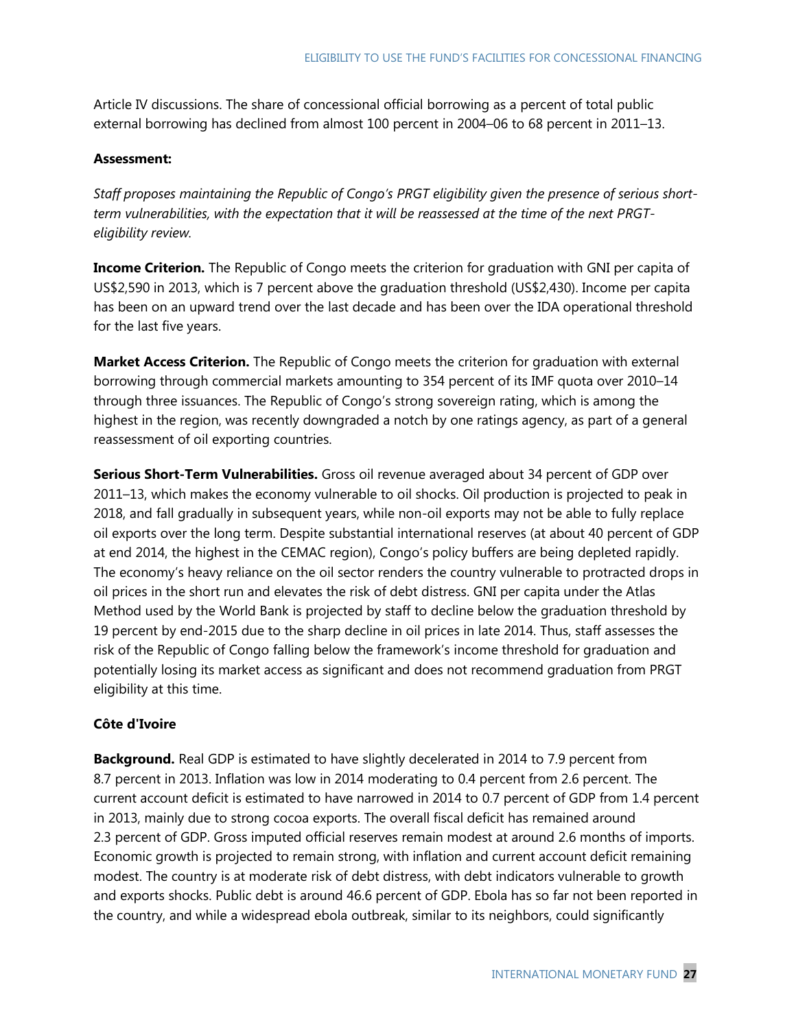Article IV discussions. The share of concessional official borrowing as a percent of total public external borrowing has declined from almost 100 percent in 2004–06 to 68 percent in 2011–13.

**Assessment:**

*Staff proposes maintaining the Republic of Congo's PRGT eligibility given the presence of serious short-term vulnerabilities, with the expectation that it will be reassessed at the time of the next PRGT-eligibility review.*

**Income Criterion.** The Republic of Congo meets the criterion for graduation with GNI per capita of US$2,590 in 2013, which is 7 percent above the graduation threshold (US$2,430). Income per capita has been on an upward trend over the last decade and has been over the IDA operational threshold for the last five years.

**Market Access Criterion.** The Republic of Congo meets the criterion for graduation with external borrowing through commercial markets amounting to 354 percent of its IMF quota over 2010–14 through three issuances. The Republic of Congo's strong sovereign rating, which is among the highest in the region, was recently downgraded a notch by one ratings agency, as part of a general reassessment of oil exporting countries.

**Serious Short-Term Vulnerabilities.** Gross oil revenue averaged about 34 percent of GDP over 2011–13, which makes the economy vulnerable to oil shocks. Oil production is projected to peak in 2018, and fall gradually in subsequent years, while non-oil exports may not be able to fully replace oil exports over the long term. Despite substantial international reserves (at about 40 percent of GDP at end 2014, the highest in the CEMAC region), Congo's policy buffers are being depleted rapidly. The economy's heavy reliance on the oil sector renders the country vulnerable to protracted drops in oil prices in the short run and elevates the risk of debt distress. GNI per capita under the Atlas Method used by the World Bank is projected by staff to decline below the graduation threshold by 19 percent by end-2015 due to the sharp decline in oil prices in late 2014. Thus, staff assesses the risk of the Republic of Congo falling below the framework's income threshold for graduation and potentially losing its market access as significant and does not recommend graduation from PRGT eligibility at this time.

**Côte d'Ivoire**

**Background.** Real GDP is estimated to have slightly decelerated in 2014 to 7.9 percent from 8.7 percent in 2013. Inflation was low in 2014 moderating to 0.4 percent from 2.6 percent. The current account deficit is estimated to have narrowed in 2014 to 0.7 percent of GDP from 1.4 percent in 2013, mainly due to strong cocoa exports. The overall fiscal deficit has remained around 2.3 percent of GDP. Gross imputed official reserves remain modest at around 2.6 months of imports. Economic growth is projected to remain strong, with inflation and current account deficit remaining modest. The country is at moderate risk of debt distress, with debt indicators vulnerable to growth and exports shocks. Public debt is around 46.6 percent of GDP. Ebola has so far not been reported in the country, and while a widespread ebola outbreak, similar to its neighbors, could significantly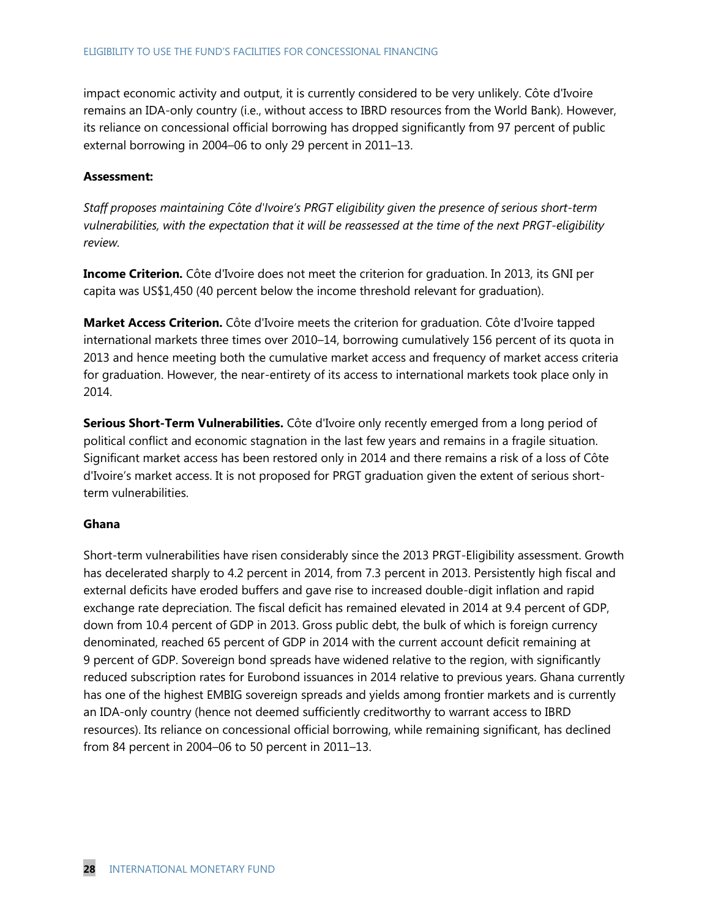impact economic activity and output, it is currently considered to be very unlikely. Côte d'Ivoire remains an IDA-only country (i.e., without access to IBRD resources from the World Bank). However, its reliance on concessional official borrowing has dropped significantly from 97 percent of public external borrowing in 2004–06 to only 29 percent in 2011–13.

**Assessment:**

*Staff proposes maintaining Côte d'Ivoire's PRGT eligibility given the presence of serious short-term vulnerabilities, with the expectation that it will be reassessed at the time of the next PRGT-eligibility review.*

**Income Criterion.** Côte d'Ivoire does not meet the criterion for graduation. In 2013, its GNI per capita was US$1,450 (40 percent below the income threshold relevant for graduation).

**Market Access Criterion.** Côte d'Ivoire meets the criterion for graduation. Côte d'Ivoire tapped international markets three times over 2010–14, borrowing cumulatively 156 percent of its quota in 2013 and hence meeting both the cumulative market access and frequency of market access criteria for graduation. However, the near-entirety of its access to international markets took place only in 2014.

**Serious Short-Term Vulnerabilities.** Côte d'Ivoire only recently emerged from a long period of political conflict and economic stagnation in the last few years and remains in a fragile situation. Significant market access has been restored only in 2014 and there remains a risk of a loss of Côte d'Ivoire's market access. It is not proposed for PRGT graduation given the extent of serious short-term vulnerabilities.

### Ghana

Short-term vulnerabilities have risen considerably since the 2013 PRGT-Eligibility assessment. Growth has decelerated sharply to 4.2 percent in 2014, from 7.3 percent in 2013. Persistently high fiscal and external deficits have eroded buffers and gave rise to increased double-digit inflation and rapid exchange rate depreciation. The fiscal deficit has remained elevated in 2014 at 9.4 percent of GDP, down from 10.4 percent of GDP in 2013. Gross public debt, the bulk of which is foreign currency denominated, reached 65 percent of GDP in 2014 with the current account deficit remaining at 9 percent of GDP. Sovereign bond spreads have widened relative to the region, with significantly reduced subscription rates for Eurobond issuances in 2014 relative to previous years. Ghana currently has one of the highest EMBIG sovereign spreads and yields among frontier markets and is currently an IDA-only country (hence not deemed sufficiently creditworthy to warrant access to IBRD resources). Its reliance on concessional official borrowing, while remaining significant, has declined from 84 percent in 2004–06 to 50 percent in 2011–13.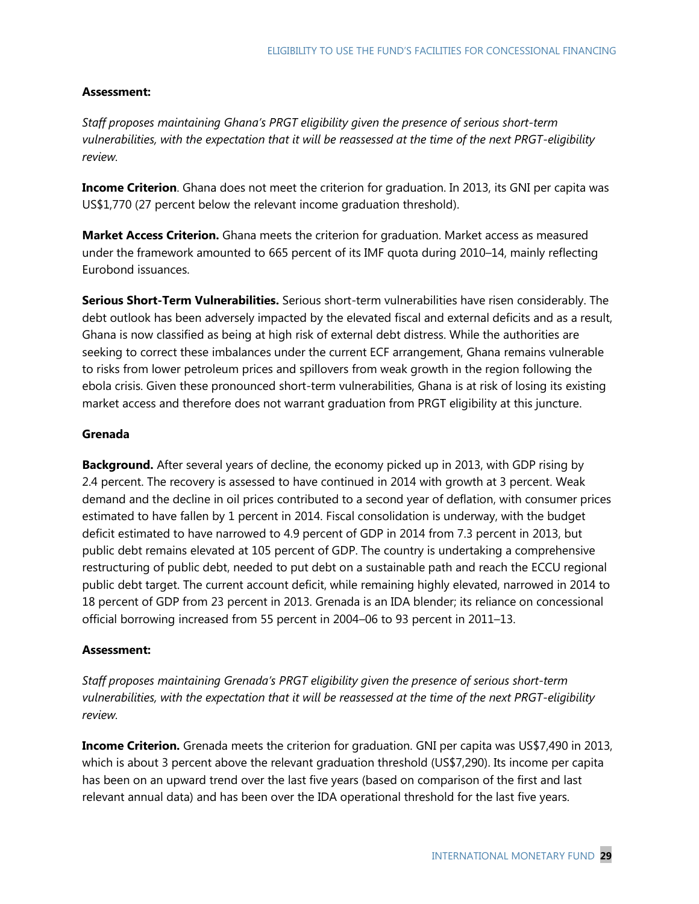**Assessment:**

*Staff proposes maintaining Ghana's PRGT eligibility given the presence of serious short-term vulnerabilities, with the expectation that it will be reassessed at the time of the next PRGT-eligibility review.*

**Income Criterion**. Ghana does not meet the criterion for graduation. In 2013, its GNI per capita was US$1,770 (27 percent below the relevant income graduation threshold).

**Market Access Criterion.** Ghana meets the criterion for graduation. Market access as measured under the framework amounted to 665 percent of its IMF quota during 2010–14, mainly reflecting Eurobond issuances.

**Serious Short-Term Vulnerabilities.** Serious short-term vulnerabilities have risen considerably. The debt outlook has been adversely impacted by the elevated fiscal and external deficits and as a result, Ghana is now classified as being at high risk of external debt distress. While the authorities are seeking to correct these imbalances under the current ECF arrangement, Ghana remains vulnerable to risks from lower petroleum prices and spillovers from weak growth in the region following the ebola crisis. Given these pronounced short-term vulnerabilities, Ghana is at risk of losing its existing market access and therefore does not warrant graduation from PRGT eligibility at this juncture.

**Grenada**

**Background.** After several years of decline, the economy picked up in 2013, with GDP rising by 2.4 percent. The recovery is assessed to have continued in 2014 with growth at 3 percent. Weak demand and the decline in oil prices contributed to a second year of deflation, with consumer prices estimated to have fallen by 1 percent in 2014. Fiscal consolidation is underway, with the budget deficit estimated to have narrowed to 4.9 percent of GDP in 2014 from 7.3 percent in 2013, but public debt remains elevated at 105 percent of GDP. The country is undertaking a comprehensive restructuring of public debt, needed to put debt on a sustainable path and reach the ECCU regional public debt target. The current account deficit, while remaining highly elevated, narrowed in 2014 to 18 percent of GDP from 23 percent in 2013. Grenada is an IDA blender; its reliance on concessional official borrowing increased from 55 percent in 2004–06 to 93 percent in 2011–13.

**Assessment:**

*Staff proposes maintaining Grenada's PRGT eligibility given the presence of serious short-term vulnerabilities, with the expectation that it will be reassessed at the time of the next PRGT-eligibility review.*

**Income Criterion.** Grenada meets the criterion for graduation. GNI per capita was US$7,490 in 2013, which is about 3 percent above the relevant graduation threshold (US$7,290). Its income per capita has been on an upward trend over the last five years (based on comparison of the first and last relevant annual data) and has been over the IDA operational threshold for the last five years.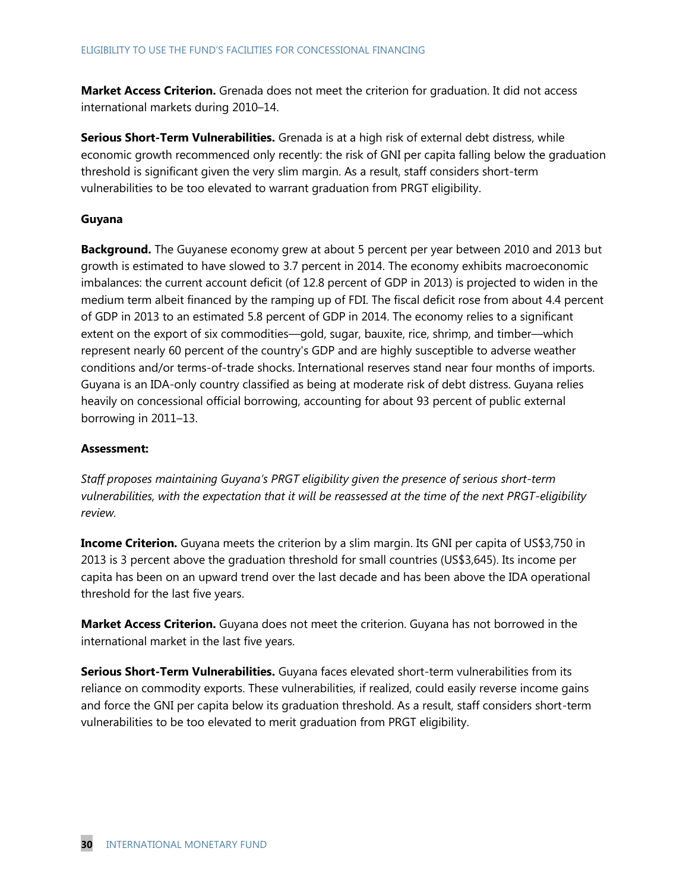**Market Access Criterion.** Grenada does not meet the criterion for graduation. It did not access international markets during 2010–14.

**Serious Short-Term Vulnerabilities.** Grenada is at a high risk of external debt distress, while economic growth recommenced only recently: the risk of GNI per capita falling below the graduation threshold is significant given the very slim margin. As a result, staff considers short-term vulnerabilities to be too elevated to warrant graduation from PRGT eligibility.

### Guyana

**Background.** The Guyanese economy grew at about 5 percent per year between 2010 and 2013 but growth is estimated to have slowed to 3.7 percent in 2014. The economy exhibits macroeconomic imbalances: the current account deficit (of 12.8 percent of GDP in 2013) is projected to widen in the medium term albeit financed by the ramping up of FDI. The fiscal deficit rose from about 4.4 percent of GDP in 2013 to an estimated 5.8 percent of GDP in 2014. The economy relies to a significant extent on the export of six commodities—gold, sugar, bauxite, rice, shrimp, and timber—which represent nearly 60 percent of the country's GDP and are highly susceptible to adverse weather conditions and/or terms-of-trade shocks. International reserves stand near four months of imports. Guyana is an IDA-only country classified as being at moderate risk of debt distress. Guyana relies heavily on concessional official borrowing, accounting for about 93 percent of public external borrowing in 2011–13.

**Assessment:**

*Staff proposes maintaining Guyana's PRGT eligibility given the presence of serious short-term vulnerabilities, with the expectation that it will be reassessed at the time of the next PRGT-eligibility review.*

**Income Criterion.** Guyana meets the criterion by a slim margin. Its GNI per capita of US$3,750 in 2013 is 3 percent above the graduation threshold for small countries (US$3,645). Its income per capita has been on an upward trend over the last decade and has been above the IDA operational threshold for the last five years.

**Market Access Criterion.** Guyana does not meet the criterion. Guyana has not borrowed in the international market in the last five years.

**Serious Short-Term Vulnerabilities.** Guyana faces elevated short-term vulnerabilities from its reliance on commodity exports. These vulnerabilities, if realized, could easily reverse income gains and force the GNI per capita below its graduation threshold. As a result, staff considers short-term vulnerabilities to be too elevated to merit graduation from PRGT eligibility.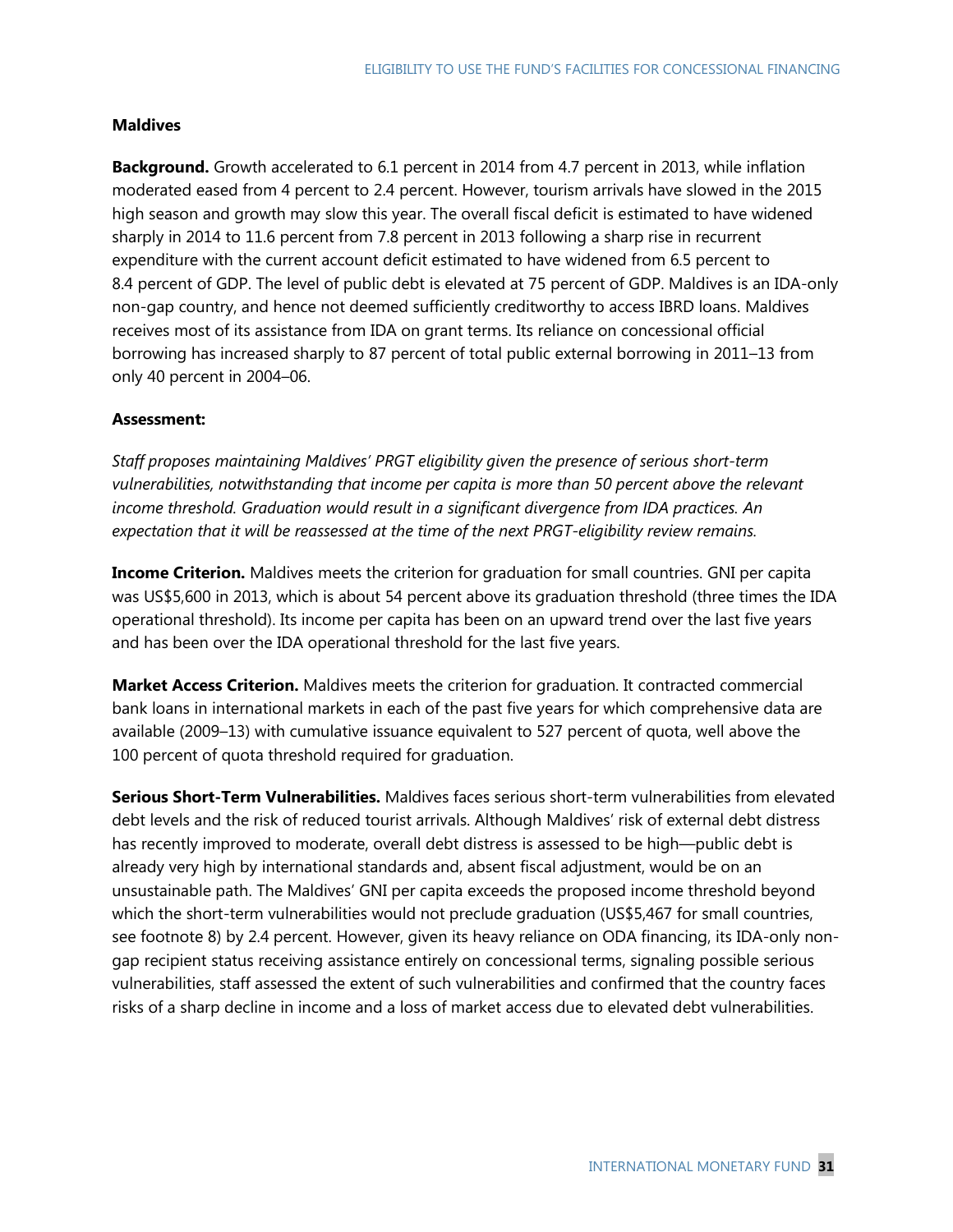### Maldives

**Background.** Growth accelerated to 6.1 percent in 2014 from 4.7 percent in 2013, while inflation moderated eased from 4 percent to 2.4 percent. However, tourism arrivals have slowed in the 2015 high season and growth may slow this year. The overall fiscal deficit is estimated to have widened sharply in 2014 to 11.6 percent from 7.8 percent in 2013 following a sharp rise in recurrent expenditure with the current account deficit estimated to have widened from 6.5 percent to 8.4 percent of GDP. The level of public debt is elevated at 75 percent of GDP. Maldives is an IDA-only non-gap country, and hence not deemed sufficiently creditworthy to access IBRD loans. Maldives receives most of its assistance from IDA on grant terms. Its reliance on concessional official borrowing has increased sharply to 87 percent of total public external borrowing in 2011–13 from only 40 percent in 2004–06.

**Assessment:**

*Staff proposes maintaining Maldives' PRGT eligibility given the presence of serious short-term vulnerabilities, notwithstanding that income per capita is more than 50 percent above the relevant income threshold. Graduation would result in a significant divergence from IDA practices. An expectation that it will be reassessed at the time of the next PRGT-eligibility review remains.*

**Income Criterion.** Maldives meets the criterion for graduation for small countries. GNI per capita was US$5,600 in 2013, which is about 54 percent above its graduation threshold (three times the IDA operational threshold). Its income per capita has been on an upward trend over the last five years and has been over the IDA operational threshold for the last five years.

**Market Access Criterion.** Maldives meets the criterion for graduation. It contracted commercial bank loans in international markets in each of the past five years for which comprehensive data are available (2009–13) with cumulative issuance equivalent to 527 percent of quota, well above the 100 percent of quota threshold required for graduation.

**Serious Short-Term Vulnerabilities.** Maldives faces serious short-term vulnerabilities from elevated debt levels and the risk of reduced tourist arrivals. Although Maldives' risk of external debt distress has recently improved to moderate, overall debt distress is assessed to be high—public debt is already very high by international standards and, absent fiscal adjustment, would be on an unsustainable path. The Maldives' GNI per capita exceeds the proposed income threshold beyond which the short-term vulnerabilities would not preclude graduation (US$5,467 for small countries, see footnote 8) by 2.4 percent. However, given its heavy reliance on ODA financing, its IDA-only non-gap recipient status receiving assistance entirely on concessional terms, signaling possible serious vulnerabilities, staff assessed the extent of such vulnerabilities and confirmed that the country faces risks of a sharp decline in income and a loss of market access due to elevated debt vulnerabilities.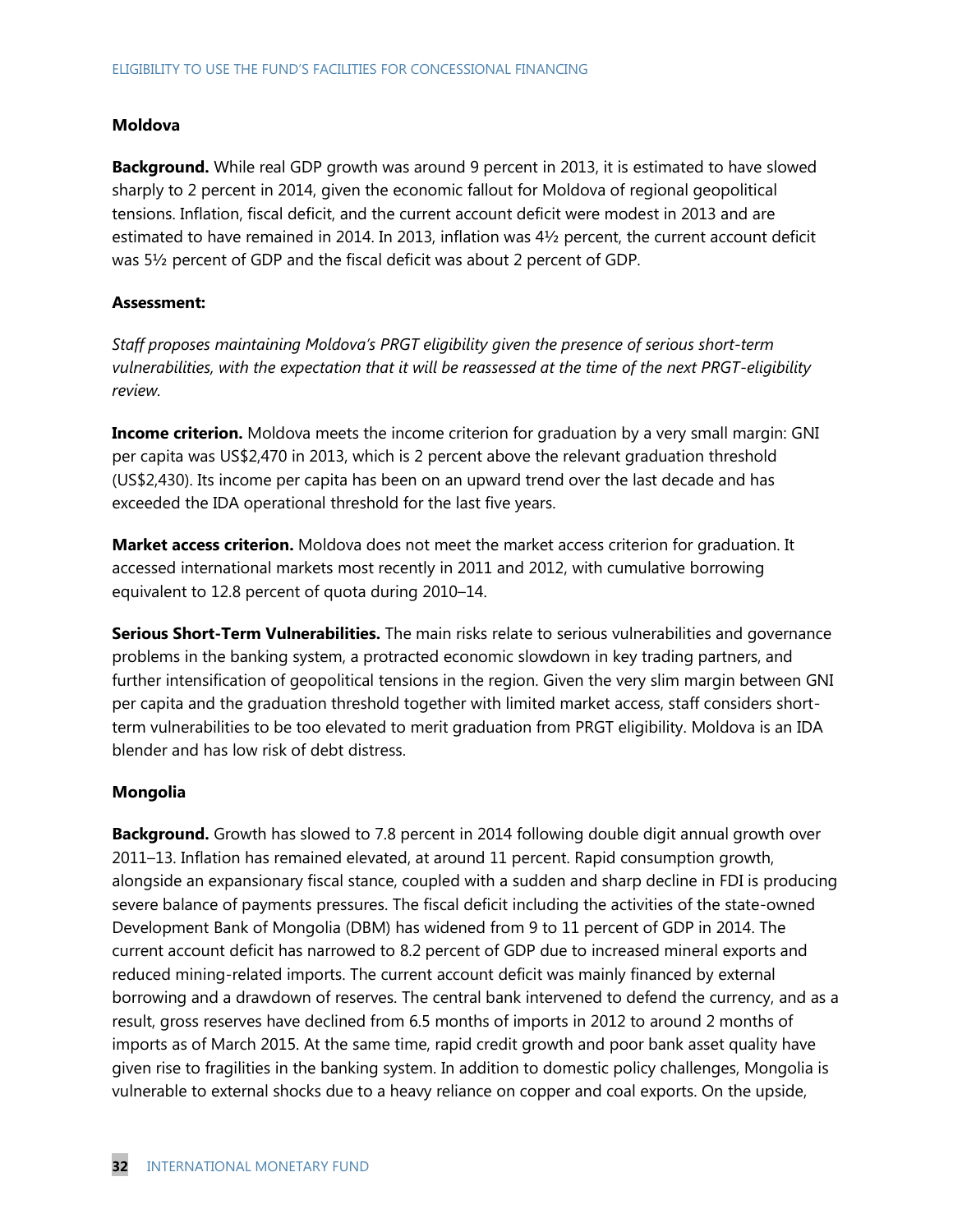### Moldova

**Background.** While real GDP growth was around 9 percent in 2013, it is estimated to have slowed sharply to 2 percent in 2014, given the economic fallout for Moldova of regional geopolitical tensions. Inflation, fiscal deficit, and the current account deficit were modest in 2013 and are estimated to have remained in 2014. In 2013, inflation was 4½ percent, the current account deficit was 5½ percent of GDP and the fiscal deficit was about 2 percent of GDP.

**Assessment:**

*Staff proposes maintaining Moldova's PRGT eligibility given the presence of serious short-term vulnerabilities, with the expectation that it will be reassessed at the time of the next PRGT-eligibility review.*

**Income criterion.** Moldova meets the income criterion for graduation by a very small margin: GNI per capita was US$2,470 in 2013, which is 2 percent above the relevant graduation threshold (US$2,430). Its income per capita has been on an upward trend over the last decade and has exceeded the IDA operational threshold for the last five years.

**Market access criterion.** Moldova does not meet the market access criterion for graduation. It accessed international markets most recently in 2011 and 2012, with cumulative borrowing equivalent to 12.8 percent of quota during 2010–14.

**Serious Short-Term Vulnerabilities.** The main risks relate to serious vulnerabilities and governance problems in the banking system, a protracted economic slowdown in key trading partners, and further intensification of geopolitical tensions in the region. Given the very slim margin between GNI per capita and the graduation threshold together with limited market access, staff considers short-term vulnerabilities to be too elevated to merit graduation from PRGT eligibility. Moldova is an IDA blender and has low risk of debt distress.

### Mongolia

**Background.** Growth has slowed to 7.8 percent in 2014 following double digit annual growth over 2011–13. Inflation has remained elevated, at around 11 percent. Rapid consumption growth, alongside an expansionary fiscal stance, coupled with a sudden and sharp decline in FDI is producing severe balance of payments pressures. The fiscal deficit including the activities of the state-owned Development Bank of Mongolia (DBM) has widened from 9 to 11 percent of GDP in 2014. The current account deficit has narrowed to 8.2 percent of GDP due to increased mineral exports and reduced mining-related imports. The current account deficit was mainly financed by external borrowing and a drawdown of reserves. The central bank intervened to defend the currency, and as a result, gross reserves have declined from 6.5 months of imports in 2012 to around 2 months of imports as of March 2015. At the same time, rapid credit growth and poor bank asset quality have given rise to fragilities in the banking system. In addition to domestic policy challenges, Mongolia is vulnerable to external shocks due to a heavy reliance on copper and coal exports. On the upside,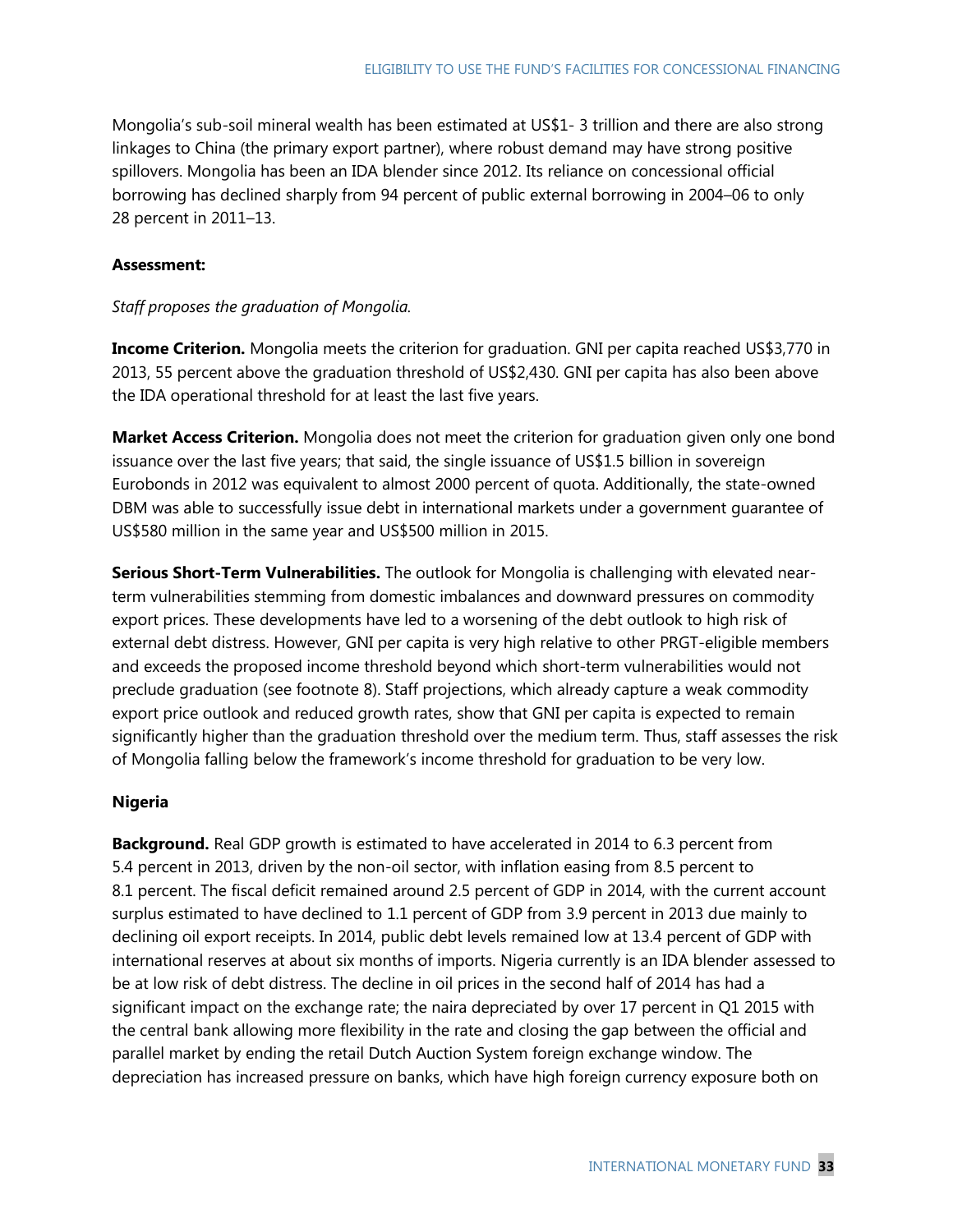Mongolia's sub-soil mineral wealth has been estimated at US$1- 3 trillion and there are also strong linkages to China (the primary export partner), where robust demand may have strong positive spillovers. Mongolia has been an IDA blender since 2012. Its reliance on concessional official borrowing has declined sharply from 94 percent of public external borrowing in 2004–06 to only 28 percent in 2011–13.

**Assessment:**

*Staff proposes the graduation of Mongolia.*

**Income Criterion.** Mongolia meets the criterion for graduation. GNI per capita reached US$3,770 in 2013, 55 percent above the graduation threshold of US$2,430. GNI per capita has also been above the IDA operational threshold for at least the last five years.

**Market Access Criterion.** Mongolia does not meet the criterion for graduation given only one bond issuance over the last five years; that said, the single issuance of US$1.5 billion in sovereign Eurobonds in 2012 was equivalent to almost 2000 percent of quota. Additionally, the state-owned DBM was able to successfully issue debt in international markets under a government guarantee of US$580 million in the same year and US$500 million in 2015.

**Serious Short-Term Vulnerabilities.** The outlook for Mongolia is challenging with elevated near-term vulnerabilities stemming from domestic imbalances and downward pressures on commodity export prices. These developments have led to a worsening of the debt outlook to high risk of external debt distress. However, GNI per capita is very high relative to other PRGT-eligible members and exceeds the proposed income threshold beyond which short-term vulnerabilities would not preclude graduation (see footnote 8). Staff projections, which already capture a weak commodity export price outlook and reduced growth rates, show that GNI per capita is expected to remain significantly higher than the graduation threshold over the medium term. Thus, staff assesses the risk of Mongolia falling below the framework's income threshold for graduation to be very low.

### Nigeria

**Background.** Real GDP growth is estimated to have accelerated in 2014 to 6.3 percent from 5.4 percent in 2013, driven by the non-oil sector, with inflation easing from 8.5 percent to 8.1 percent. The fiscal deficit remained around 2.5 percent of GDP in 2014, with the current account surplus estimated to have declined to 1.1 percent of GDP from 3.9 percent in 2013 due mainly to declining oil export receipts. In 2014, public debt levels remained low at 13.4 percent of GDP with international reserves at about six months of imports. Nigeria currently is an IDA blender assessed to be at low risk of debt distress. The decline in oil prices in the second half of 2014 has had a significant impact on the exchange rate; the naira depreciated by over 17 percent in Q1 2015 with the central bank allowing more flexibility in the rate and closing the gap between the official and parallel market by ending the retail Dutch Auction System foreign exchange window. The depreciation has increased pressure on banks, which have high foreign currency exposure both on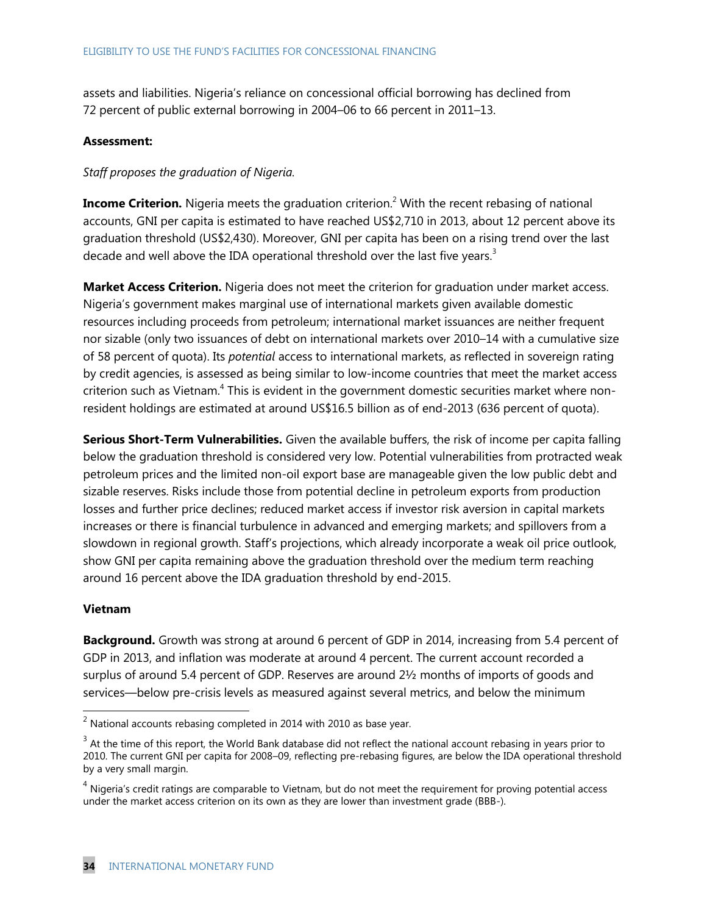assets and liabilities. Nigeria's reliance on concessional official borrowing has declined from 72 percent of public external borrowing in 2004–06 to 66 percent in 2011–13.

**Assessment:**

*Staff proposes the graduation of Nigeria.*

**Income Criterion.** Nigeria meets the graduation criterion.[2] With the recent rebasing of national accounts, GNI per capita is estimated to have reached US$2,710 in 2013, about 12 percent above its graduation threshold (US$2,430). Moreover, GNI per capita has been on a rising trend over the last decade and well above the IDA operational threshold over the last five years.[3]

**Market Access Criterion.** Nigeria does not meet the criterion for graduation under market access. Nigeria's government makes marginal use of international markets given available domestic resources including proceeds from petroleum; international market issuances are neither frequent nor sizable (only two issuances of debt on international markets over 2010–14 with a cumulative size of 58 percent of quota). Its *potential* access to international markets, as reflected in sovereign rating by credit agencies, is assessed as being similar to low-income countries that meet the market access criterion such as Vietnam.[4] This is evident in the government domestic securities market where non-resident holdings are estimated at around US$16.5 billion as of end-2013 (636 percent of quota).

**Serious Short-Term Vulnerabilities.** Given the available buffers, the risk of income per capita falling below the graduation threshold is considered very low. Potential vulnerabilities from protracted weak petroleum prices and the limited non-oil export base are manageable given the low public debt and sizable reserves. Risks include those from potential decline in petroleum exports from production losses and further price declines; reduced market access if investor risk aversion in capital markets increases or there is financial turbulence in advanced and emerging markets; and spillovers from a slowdown in regional growth. Staff's projections, which already incorporate a weak oil price outlook, show GNI per capita remaining above the graduation threshold over the medium term reaching around 16 percent above the IDA graduation threshold by end-2015.

**Vietnam**

**Background.** Growth was strong at around 6 percent of GDP in 2014, increasing from 5.4 percent of GDP in 2013, and inflation was moderate at around 4 percent. The current account recorded a surplus of around 5.4 percent of GDP. Reserves are around 2½ months of imports of goods and services—below pre-crisis levels as measured against several metrics, and below the minimum

---

[2] National accounts rebasing completed in 2014 with 2010 as base year.

[3] At the time of this report, the World Bank database did not reflect the national account rebasing in years prior to 2010. The current GNI per capita for 2008–09, reflecting pre-rebasing figures, are below the IDA operational threshold by a very small margin.

[4] Nigeria's credit ratings are comparable to Vietnam, but do not meet the requirement for proving potential access under the market access criterion on its own as they are lower than investment grade (BBB-).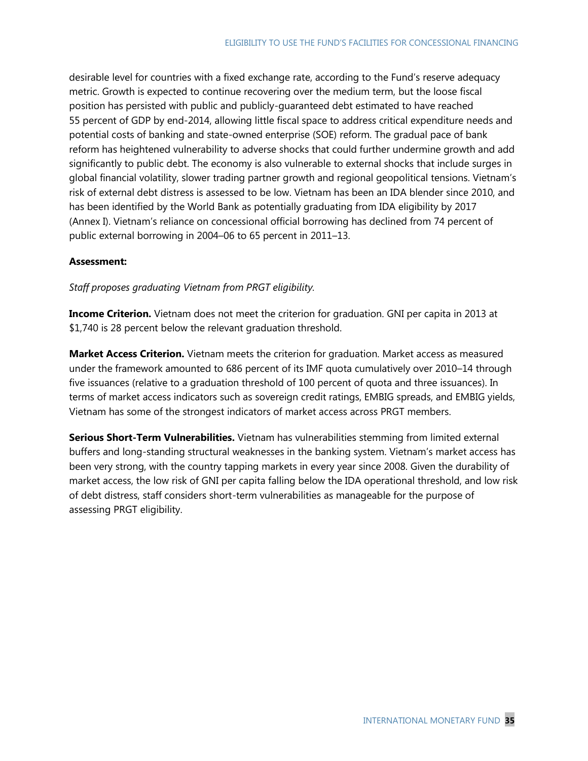desirable level for countries with a fixed exchange rate, according to the Fund's reserve adequacy metric. Growth is expected to continue recovering over the medium term, but the loose fiscal position has persisted with public and publicly-guaranteed debt estimated to have reached 55 percent of GDP by end-2014, allowing little fiscal space to address critical expenditure needs and potential costs of banking and state-owned enterprise (SOE) reform. The gradual pace of bank reform has heightened vulnerability to adverse shocks that could further undermine growth and add significantly to public debt. The economy is also vulnerable to external shocks that include surges in global financial volatility, slower trading partner growth and regional geopolitical tensions. Vietnam's risk of external debt distress is assessed to be low. Vietnam has been an IDA blender since 2010, and has been identified by the World Bank as potentially graduating from IDA eligibility by 2017 (Annex I). Vietnam's reliance on concessional official borrowing has declined from 74 percent of public external borrowing in 2004–06 to 65 percent in 2011–13.

**Assessment:**

*Staff proposes graduating Vietnam from PRGT eligibility.*

**Income Criterion.** Vietnam does not meet the criterion for graduation. GNI per capita in 2013 at $1,740 is 28 percent below the relevant graduation threshold.

**Market Access Criterion.** Vietnam meets the criterion for graduation. Market access as measured under the framework amounted to 686 percent of its IMF quota cumulatively over 2010–14 through five issuances (relative to a graduation threshold of 100 percent of quota and three issuances). In terms of market access indicators such as sovereign credit ratings, EMBIG spreads, and EMBIG yields, Vietnam has some of the strongest indicators of market access across PRGT members.

**Serious Short-Term Vulnerabilities.** Vietnam has vulnerabilities stemming from limited external buffers and long-standing structural weaknesses in the banking system. Vietnam's market access has been very strong, with the country tapping markets in every year since 2008. Given the durability of market access, the low risk of GNI per capita falling below the IDA operational threshold, and low risk of debt distress, staff considers short-term vulnerabilities as manageable for the purpose of assessing PRGT eligibility.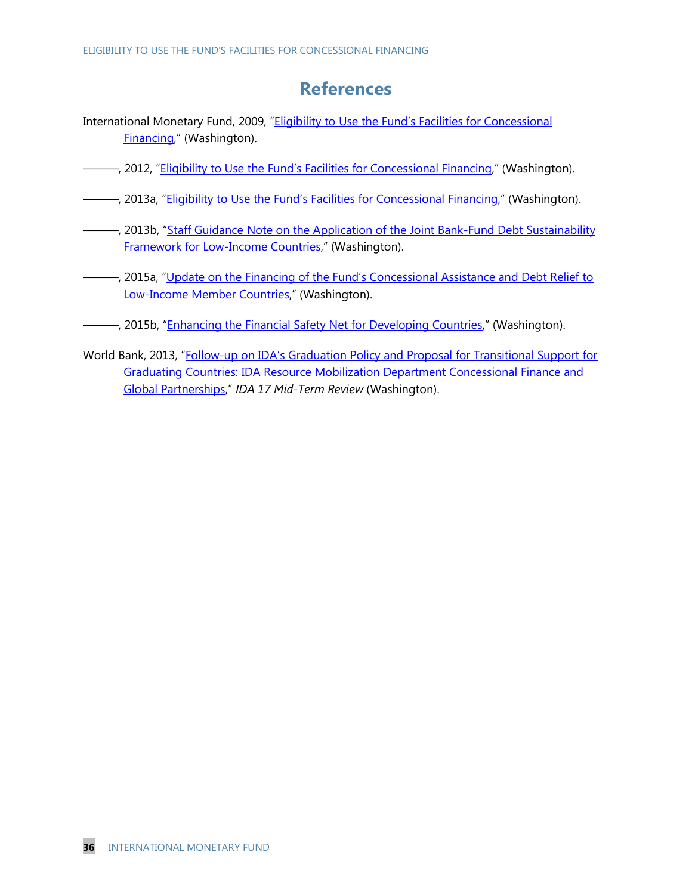# References

International Monetary Fund, 2009, "Eligibility to Use the Fund's Facilities for Concessional Financing," (Washington).

———, 2012, "Eligibility to Use the Fund's Facilities for Concessional Financing," (Washington).

———, 2013a, "Eligibility to Use the Fund's Facilities for Concessional Financing," (Washington).

———, 2013b, "Staff Guidance Note on the Application of the Joint Bank-Fund Debt Sustainability Framework for Low-Income Countries," (Washington).

———, 2015a, "Update on the Financing of the Fund's Concessional Assistance and Debt Relief to Low-Income Member Countries," (Washington).

———, 2015b, "Enhancing the Financial Safety Net for Developing Countries," (Washington).

World Bank, 2013, "Follow-up on IDA's Graduation Policy and Proposal for Transitional Support for Graduating Countries: IDA Resource Mobilization Department Concessional Finance and Global Partnerships," *IDA 17 Mid-Term Review* (Washington).